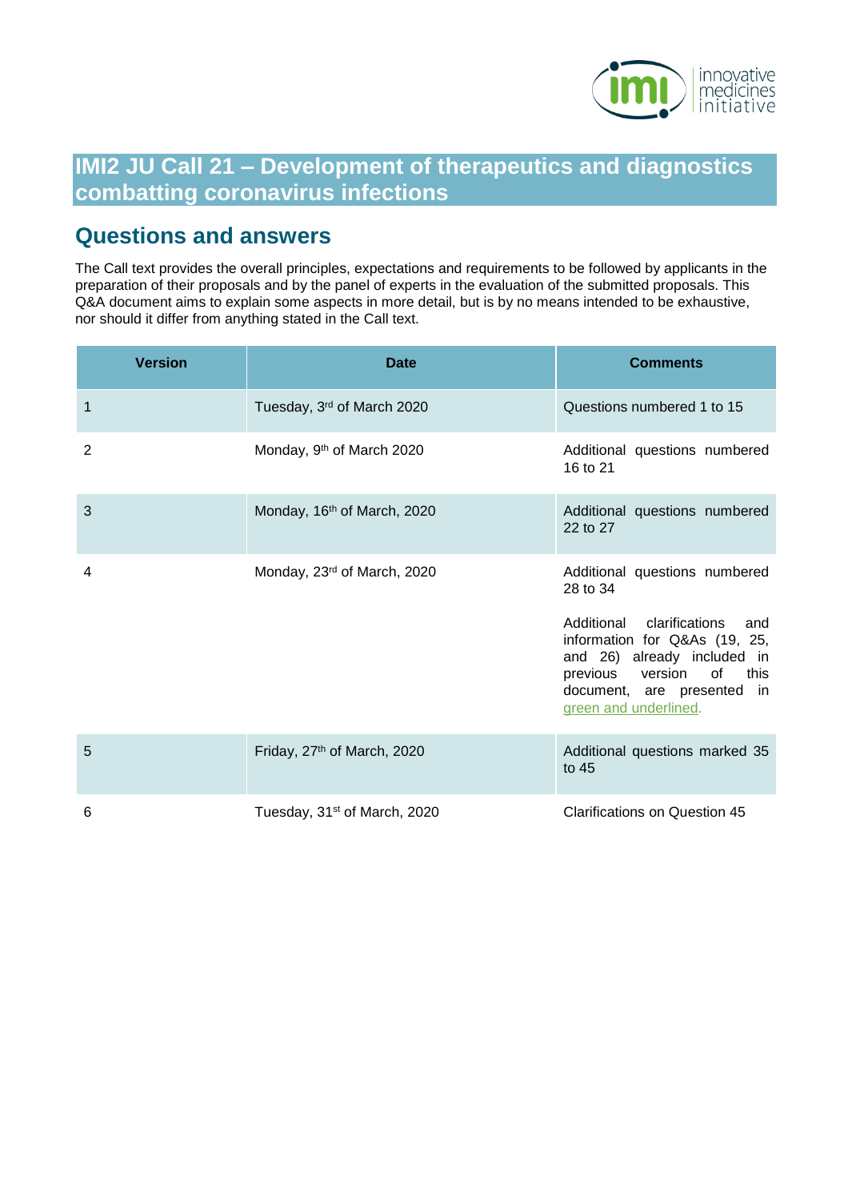# IMI2 JU Call 21 – Development of therapeutics and diagnostics combatting coronavirus infections

## Questions and answers

The Call text provides the overall principles, expectations and requirements to be followed by applicants in the preparation of their proposals and by the panel of experts in the evaluation of the submitted proposals. This Q&A document aims to explain some aspects in more detail, but is by no means intended to be exhaustive, nor should it differ from anything stated in the Call text.

| Version | Date | Comments |
|---|---|---|
| 1 | Tuesday, 3rd of March 2020 | Questions numbered 1 to 15 |
| 2 | Monday, 9th of March 2020 | Additional questions numbered 16 to 21 |
| 3 | Monday, 16th of March, 2020 | Additional questions numbered 22 to 27 |
| 4 | Monday, 23rd of March, 2020 | Additional questions numbered 28 to 34<br><br>Additional clarifications and information for Q&As (19, 25, and 26) already included in previous version of this document, are presented in green and underlined. |
| 5 | Friday, 27th of March, 2020 | Additional questions marked 35 to 45 |
| 6 | Tuesday, 31st of March, 2020 | Clarifications on Question 45 |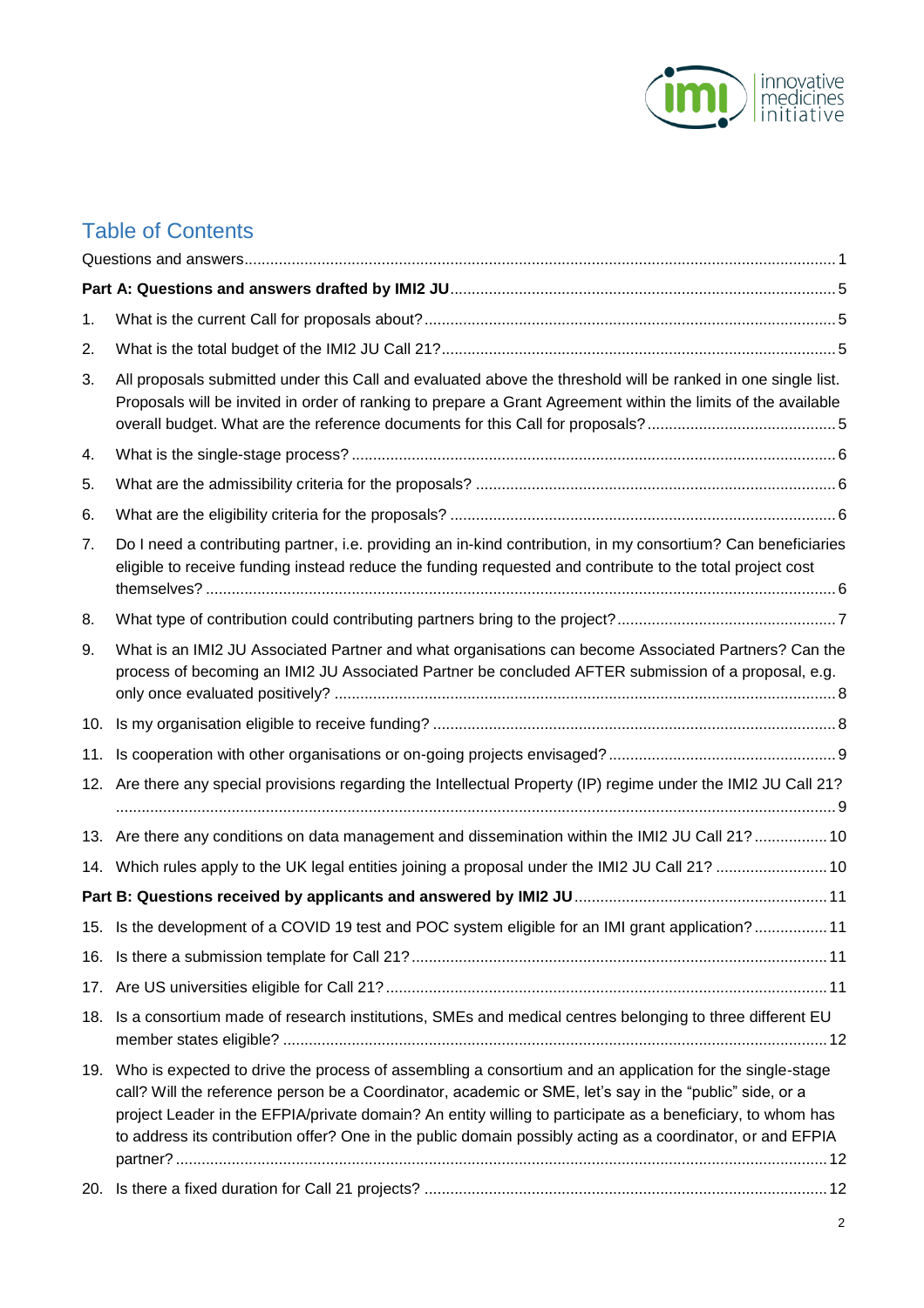## Table of Contents

Questions and answers ..... 1

**Part A: Questions and answers drafted by IMI2 JU ..... 5**

1. What is the current Call for proposals about? ..... 5
2. What is the total budget of the IMI2 JU Call 21? ..... 5
3. All proposals submitted under this Call and evaluated above the threshold will be ranked in one single list. Proposals will be invited in order of ranking to prepare a Grant Agreement within the limits of the available overall budget. What are the reference documents for this Call for proposals? ..... 5
4. What is the single-stage process? ..... 6
5. What are the admissibility criteria for the proposals? ..... 6
6. What are the eligibility criteria for the proposals? ..... 6
7. Do I need a contributing partner, i.e. providing an in-kind contribution, in my consortium? Can beneficiaries eligible to receive funding instead reduce the funding requested and contribute to the total project cost themselves? ..... 6
8. What type of contribution could contributing partners bring to the project? ..... 7
9. What is an IMI2 JU Associated Partner and what organisations can become Associated Partners? Can the process of becoming an IMI2 JU Associated Partner be concluded AFTER submission of a proposal, e.g. only once evaluated positively? ..... 8
10. Is my organisation eligible to receive funding? ..... 8
11. Is cooperation with other organisations or on-going projects envisaged? ..... 9
12. Are there any special provisions regarding the Intellectual Property (IP) regime under the IMI2 JU Call 21? ..... 9
13. Are there any conditions on data management and dissemination within the IMI2 JU Call 21? ..... 10
14. Which rules apply to the UK legal entities joining a proposal under the IMI2 JU Call 21? ..... 10

**Part B: Questions received by applicants and answered by IMI2 JU ..... 11**

15. Is the development of a COVID 19 test and POC system eligible for an IMI grant application? ..... 11
16. Is there a submission template for Call 21? ..... 11
17. Are US universities eligible for Call 21? ..... 11
18. Is a consortium made of research institutions, SMEs and medical centres belonging to three different EU member states eligible? ..... 12
19. Who is expected to drive the process of assembling a consortium and an application for the single-stage call? Will the reference person be a Coordinator, academic or SME, let's say in the "public" side, or a project Leader in the EFPIA/private domain? An entity willing to participate as a beneficiary, to whom has to address its contribution offer? One in the public domain possibly acting as a coordinator, or and EFPIA partner? ..... 12
20. Is there a fixed duration for Call 21 projects? ..... 12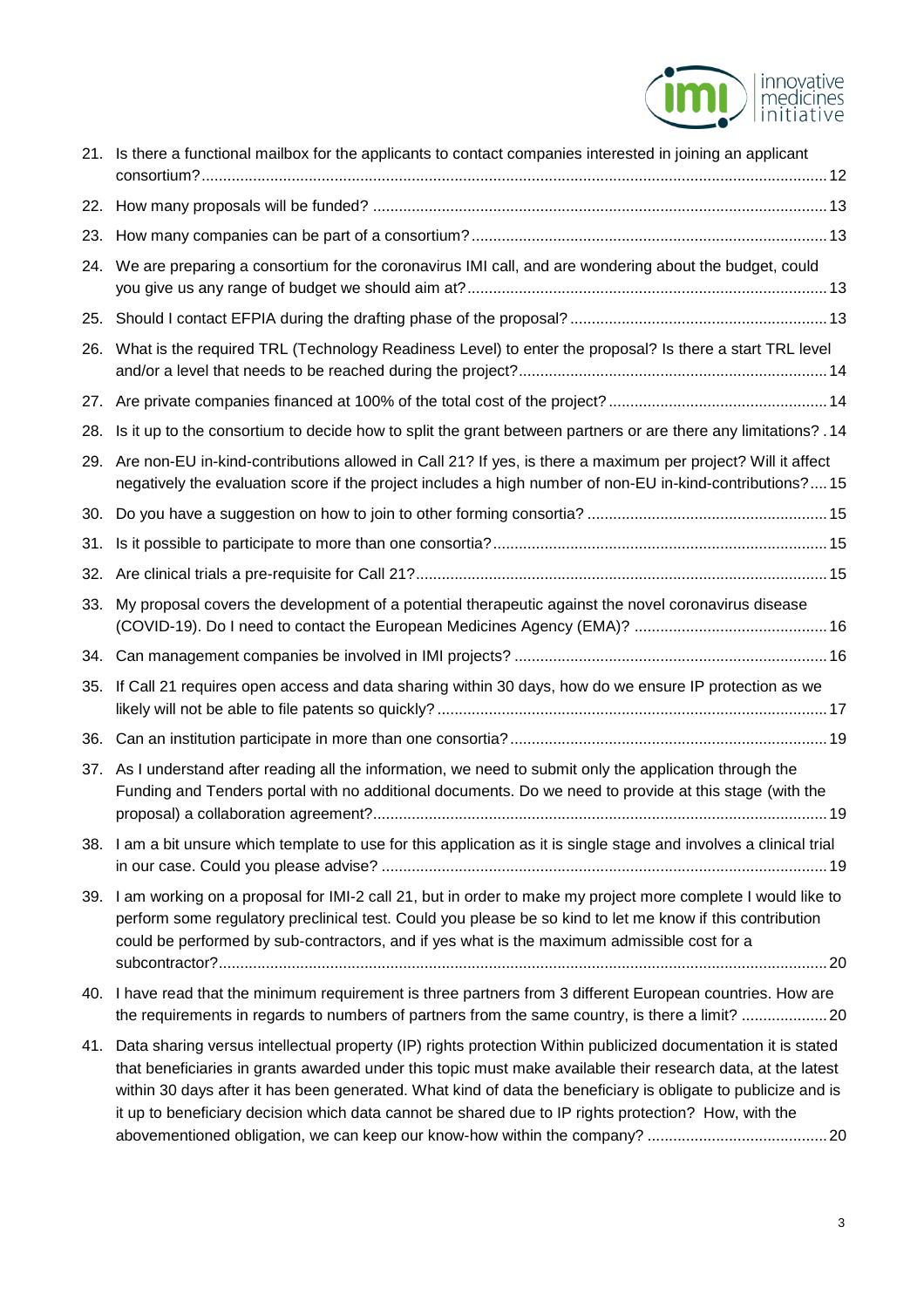21. Is there a functional mailbox for the applicants to contact companies interested in joining an applicant consortium? ... 12
22. How many proposals will be funded? ... 13
23. How many companies can be part of a consortium? ... 13
24. We are preparing a consortium for the coronavirus IMI call, and are wondering about the budget, could you give us any range of budget we should aim at? ... 13
25. Should I contact EFPIA during the drafting phase of the proposal? ... 13
26. What is the required TRL (Technology Readiness Level) to enter the proposal? Is there a start TRL level and/or a level that needs to be reached during the project? ... 14
27. Are private companies financed at 100% of the total cost of the project? ... 14
28. Is it up to the consortium to decide how to split the grant between partners or are there any limitations? . 14
29. Are non-EU in-kind-contributions allowed in Call 21? If yes, is there a maximum per project? Will it affect negatively the evaluation score if the project includes a high number of non-EU in-kind-contributions? ... 15
30. Do you have a suggestion on how to join to other forming consortia? ... 15
31. Is it possible to participate to more than one consortia? ... 15
32. Are clinical trials a pre-requisite for Call 21? ... 15
33. My proposal covers the development of a potential therapeutic against the novel coronavirus disease (COVID-19). Do I need to contact the European Medicines Agency (EMA)? ... 16
34. Can management companies be involved in IMI projects? ... 16
35. If Call 21 requires open access and data sharing within 30 days, how do we ensure IP protection as we likely will not be able to file patents so quickly? ... 17
36. Can an institution participate in more than one consortia? ... 19
37. As I understand after reading all the information, we need to submit only the application through the Funding and Tenders portal with no additional documents. Do we need to provide at this stage (with the proposal) a collaboration agreement? ... 19
38. I am a bit unsure which template to use for this application as it is single stage and involves a clinical trial in our case. Could you please advise? ... 19
39. I am working on a proposal for IMI-2 call 21, but in order to make my project more complete I would like to perform some regulatory preclinical test. Could you please be so kind to let me know if this contribution could be performed by sub-contractors, and if yes what is the maximum admissible cost for a subcontractor? ... 20
40. I have read that the minimum requirement is three partners from 3 different European countries. How are the requirements in regards to numbers of partners from the same country, is there a limit? ... 20
41. Data sharing versus intellectual property (IP) rights protection Within publicized documentation it is stated that beneficiaries in grants awarded under this topic must make available their research data, at the latest within 30 days after it has been generated. What kind of data the beneficiary is obligate to publicize and is it up to beneficiary decision which data cannot be shared due to IP rights protection? How, with the abovementioned obligation, we can keep our know-how within the company? ... 20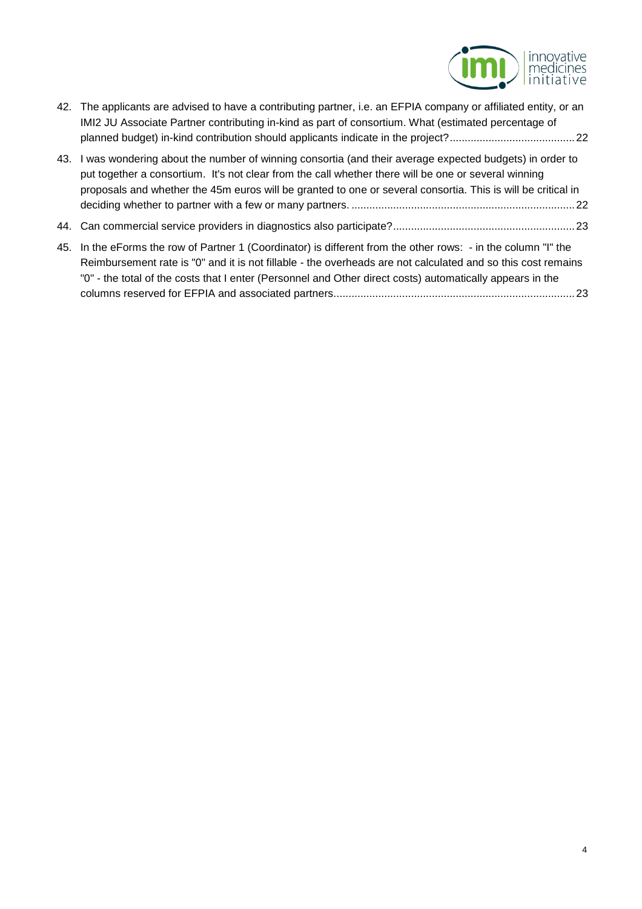42. The applicants are advised to have a contributing partner, i.e. an EFPIA company or affiliated entity, or an IMI2 JU Associate Partner contributing in-kind as part of consortium. What (estimated percentage of planned budget) in-kind contribution should applicants indicate in the project? .......................................... 22

43. I was wondering about the number of winning consortia (and their average expected budgets) in order to put together a consortium. It's not clear from the call whether there will be one or several winning proposals and whether the 45m euros will be granted to one or several consortia. This is will be critical in deciding whether to partner with a few or many partners. .......................................................................... 22

44. Can commercial service providers in diagnostics also participate? ............................................................ 23

45. In the eForms the row of Partner 1 (Coordinator) is different from the other rows: - in the column "I" the Reimbursement rate is "0" and it is not fillable - the overheads are not calculated and so this cost remains "0" - the total of the costs that I enter (Personnel and Other direct costs) automatically appears in the columns reserved for EFPIA and associated partners................................................................................ 23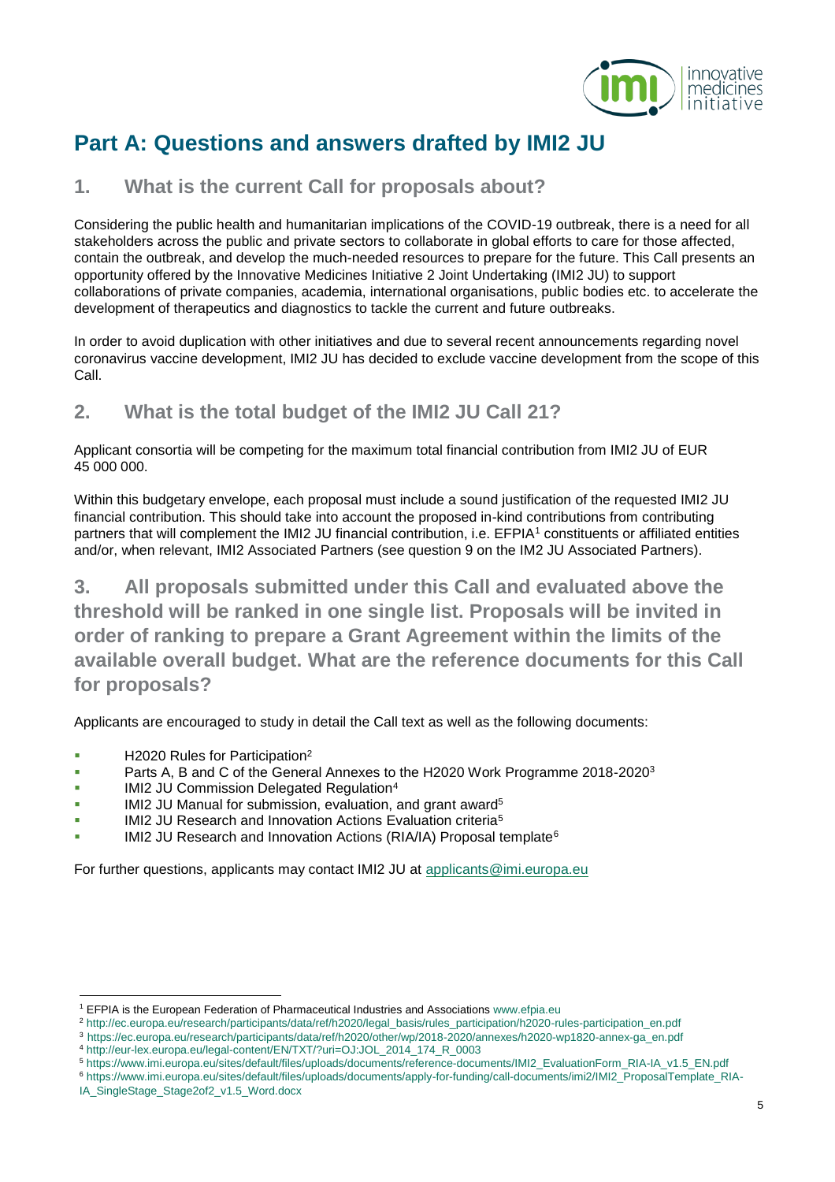# Part A: Questions and answers drafted by IMI2 JU

## 1. What is the current Call for proposals about?

Considering the public health and humanitarian implications of the COVID-19 outbreak, there is a need for all stakeholders across the public and private sectors to collaborate in global efforts to care for those affected, contain the outbreak, and develop the much-needed resources to prepare for the future. This Call presents an opportunity offered by the Innovative Medicines Initiative 2 Joint Undertaking (IMI2 JU) to support collaborations of private companies, academia, international organisations, public bodies etc. to accelerate the development of therapeutics and diagnostics to tackle the current and future outbreaks.

In order to avoid duplication with other initiatives and due to several recent announcements regarding novel coronavirus vaccine development, IMI2 JU has decided to exclude vaccine development from the scope of this Call.

## 2. What is the total budget of the IMI2 JU Call 21?

Applicant consortia will be competing for the maximum total financial contribution from IMI2 JU of EUR 45 000 000.

Within this budgetary envelope, each proposal must include a sound justification of the requested IMI2 JU financial contribution. This should take into account the proposed in-kind contributions from contributing partners that will complement the IMI2 JU financial contribution, i.e. EFPIA[1] constituents or affiliated entities and/or, when relevant, IMI2 Associated Partners (see question 9 on the IM2 JU Associated Partners).

## 3. All proposals submitted under this Call and evaluated above the threshold will be ranked in one single list. Proposals will be invited in order of ranking to prepare a Grant Agreement within the limits of the available overall budget. What are the reference documents for this Call for proposals?

Applicants are encouraged to study in detail the Call text as well as the following documents:

- H2020 Rules for Participation[2]
- Parts A, B and C of the General Annexes to the H2020 Work Programme 2018-2020[3]
- IMI2 JU Commission Delegated Regulation[4]
- IMI2 JU Manual for submission, evaluation, and grant award[5]
- IMI2 JU Research and Innovation Actions Evaluation criteria[5]
- IMI2 JU Research and Innovation Actions (RIA/IA) Proposal template[6]

For further questions, applicants may contact IMI2 JU at applicants@imi.europa.eu

---

[1] EFPIA is the European Federation of Pharmaceutical Industries and Associations www.efpia.eu

[2] http://ec.europa.eu/research/participants/data/ref/h2020/legal_basis/rules_participation/h2020-rules-participation_en.pdf

[3] https://ec.europa.eu/research/participants/data/ref/h2020/other/wp/2018-2020/annexes/h2020-wp1820-annex-ga_en.pdf

[4] http://eur-lex.europa.eu/legal-content/EN/TXT/?uri=OJ:JOL_2014_174_R_0003

[5] https://www.imi.europa.eu/sites/default/files/uploads/documents/reference-documents/IMI2_EvaluationForm_RIA-IA_v1.5_EN.pdf

[6] https://www.imi.europa.eu/sites/default/files/uploads/documents/apply-for-funding/call-documents/imi2/IMI2_ProposalTemplate_RIA-IA_SingleStage_Stage2of2_v1.5_Word.docx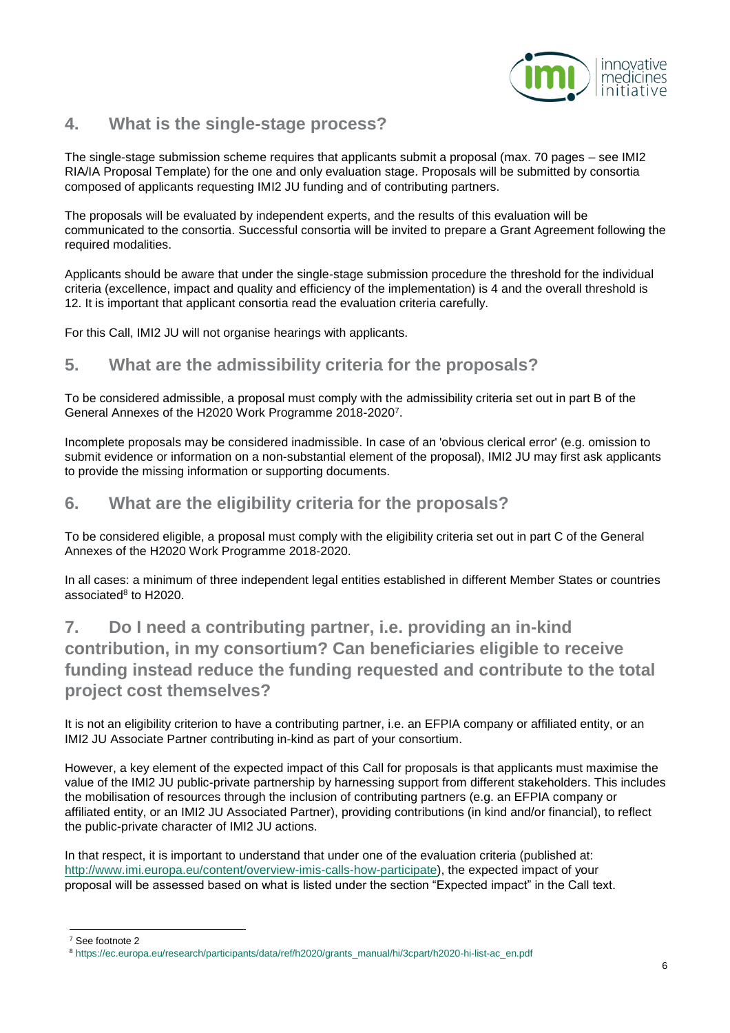## 4. What is the single-stage process?

The single-stage submission scheme requires that applicants submit a proposal (max. 70 pages – see IMI2 RIA/IA Proposal Template) for the one and only evaluation stage. Proposals will be submitted by consortia composed of applicants requesting IMI2 JU funding and of contributing partners.

The proposals will be evaluated by independent experts, and the results of this evaluation will be communicated to the consortia. Successful consortia will be invited to prepare a Grant Agreement following the required modalities.

Applicants should be aware that under the single-stage submission procedure the threshold for the individual criteria (excellence, impact and quality and efficiency of the implementation) is 4 and the overall threshold is 12. It is important that applicant consortia read the evaluation criteria carefully.

For this Call, IMI2 JU will not organise hearings with applicants.

## 5. What are the admissibility criteria for the proposals?

To be considered admissible, a proposal must comply with the admissibility criteria set out in part B of the General Annexes of the H2020 Work Programme 2018-2020[7].

Incomplete proposals may be considered inadmissible. In case of an 'obvious clerical error' (e.g. omission to submit evidence or information on a non-substantial element of the proposal), IMI2 JU may first ask applicants to provide the missing information or supporting documents.

## 6. What are the eligibility criteria for the proposals?

To be considered eligible, a proposal must comply with the eligibility criteria set out in part C of the General Annexes of the H2020 Work Programme 2018-2020.

In all cases: a minimum of three independent legal entities established in different Member States or countries associated[8] to H2020.

## 7. Do I need a contributing partner, i.e. providing an in-kind contribution, in my consortium? Can beneficiaries eligible to receive funding instead reduce the funding requested and contribute to the total project cost themselves?

It is not an eligibility criterion to have a contributing partner, i.e. an EFPIA company or affiliated entity, or an IMI2 JU Associate Partner contributing in-kind as part of your consortium.

However, a key element of the expected impact of this Call for proposals is that applicants must maximise the value of the IMI2 JU public-private partnership by harnessing support from different stakeholders. This includes the mobilisation of resources through the inclusion of contributing partners (e.g. an EFPIA company or affiliated entity, or an IMI2 JU Associated Partner), providing contributions (in kind and/or financial), to reflect the public-private character of IMI2 JU actions.

In that respect, it is important to understand that under one of the evaluation criteria (published at: http://www.imi.europa.eu/content/overview-imis-calls-how-participate), the expected impact of your proposal will be assessed based on what is listed under the section "Expected impact" in the Call text.

---

[7] See footnote 2

[8] https://ec.europa.eu/research/participants/data/ref/h2020/grants_manual/hi/3cpart/h2020-hi-list-ac_en.pdf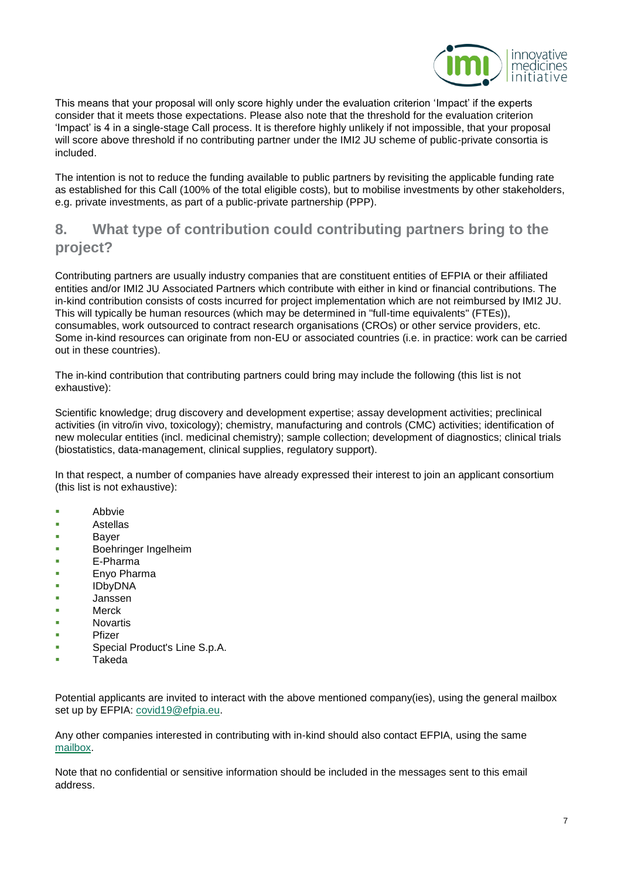This means that your proposal will only score highly under the evaluation criterion 'Impact' if the experts consider that it meets those expectations. Please also note that the threshold for the evaluation criterion 'Impact' is 4 in a single-stage Call process. It is therefore highly unlikely if not impossible, that your proposal will score above threshold if no contributing partner under the IMI2 JU scheme of public-private consortia is included.

The intention is not to reduce the funding available to public partners by revisiting the applicable funding rate as established for this Call (100% of the total eligible costs), but to mobilise investments by other stakeholders, e.g. private investments, as part of a public-private partnership (PPP).

## 8. What type of contribution could contributing partners bring to the project?

Contributing partners are usually industry companies that are constituent entities of EFPIA or their affiliated entities and/or IMI2 JU Associated Partners which contribute with either in kind or financial contributions. The in-kind contribution consists of costs incurred for project implementation which are not reimbursed by IMI2 JU. This will typically be human resources (which may be determined in "full-time equivalents" (FTEs)), consumables, work outsourced to contract research organisations (CROs) or other service providers, etc. Some in-kind resources can originate from non-EU or associated countries (i.e. in practice: work can be carried out in these countries).

The in-kind contribution that contributing partners could bring may include the following (this list is not exhaustive):

Scientific knowledge; drug discovery and development expertise; assay development activities; preclinical activities (in vitro/in vivo, toxicology); chemistry, manufacturing and controls (CMC) activities; identification of new molecular entities (incl. medicinal chemistry); sample collection; development of diagnostics; clinical trials (biostatistics, data-management, clinical supplies, regulatory support).

In that respect, a number of companies have already expressed their interest to join an applicant consortium (this list is not exhaustive):

- Abbvie
- Astellas
- Bayer
- Boehringer Ingelheim
- E-Pharma
- Enyo Pharma
- IDbyDNA
- Janssen
- Merck
- Novartis
- Pfizer
- Special Product's Line S.p.A.
- Takeda

Potential applicants are invited to interact with the above mentioned company(ies), using the general mailbox set up by EFPIA: covid19@efpia.eu.

Any other companies interested in contributing with in-kind should also contact EFPIA, using the same mailbox.

Note that no confidential or sensitive information should be included in the messages sent to this email address.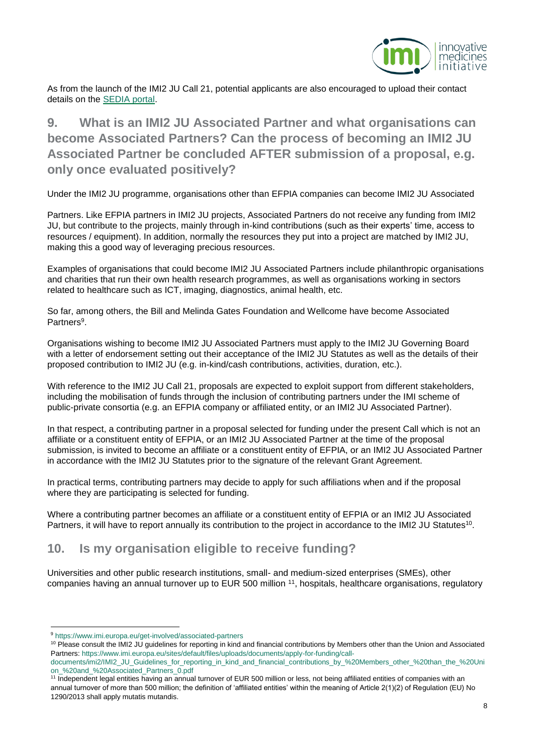As from the launch of the IMI2 JU Call 21, potential applicants are also encouraged to upload their contact details on the [SEDIA portal](SEDIA portal).

## 9. What is an IMI2 JU Associated Partner and what organisations can become Associated Partners? Can the process of becoming an IMI2 JU Associated Partner be concluded AFTER submission of a proposal, e.g. only once evaluated positively?

Under the IMI2 JU programme, organisations other than EFPIA companies can become IMI2 JU Associated

Partners. Like EFPIA partners in IMI2 JU projects, Associated Partners do not receive any funding from IMI2 JU, but contribute to the projects, mainly through in-kind contributions (such as their experts' time, access to resources / equipment). In addition, normally the resources they put into a project are matched by IMI2 JU, making this a good way of leveraging precious resources.

Examples of organisations that could become IMI2 JU Associated Partners include philanthropic organisations and charities that run their own health research programmes, as well as organisations working in sectors related to healthcare such as ICT, imaging, diagnostics, animal health, etc.

So far, among others, the Bill and Melinda Gates Foundation and Wellcome have become Associated Partners[9].

Organisations wishing to become IMI2 JU Associated Partners must apply to the IMI2 JU Governing Board with a letter of endorsement setting out their acceptance of the IMI2 JU Statutes as well as the details of their proposed contribution to IMI2 JU (e.g. in-kind/cash contributions, activities, duration, etc.).

With reference to the IMI2 JU Call 21, proposals are expected to exploit support from different stakeholders, including the mobilisation of funds through the inclusion of contributing partners under the IMI scheme of public-private consortia (e.g. an EFPIA company or affiliated entity, or an IMI2 JU Associated Partner).

In that respect, a contributing partner in a proposal selected for funding under the present Call which is not an affiliate or a constituent entity of EFPIA, or an IMI2 JU Associated Partner at the time of the proposal submission, is invited to become an affiliate or a constituent entity of EFPIA, or an IMI2 JU Associated Partner in accordance with the IMI2 JU Statutes prior to the signature of the relevant Grant Agreement.

In practical terms, contributing partners may decide to apply for such affiliations when and if the proposal where they are participating is selected for funding.

Where a contributing partner becomes an affiliate or a constituent entity of EFPIA or an IMI2 JU Associated Partners, it will have to report annually its contribution to the project in accordance to the IMI2 JU Statutes[10].

## 10. Is my organisation eligible to receive funding?

Universities and other public research institutions, small- and medium-sized enterprises (SMEs), other companies having an annual turnover up to EUR 500 million [11], hospitals, healthcare organisations, regulatory

---

[9] https://www.imi.europa.eu/get-involved/associated-partners

[10] Please consult the IMI2 JU guidelines for reporting in kind and financial contributions by Members other than the Union and Associated Partners: https://www.imi.europa.eu/sites/default/files/uploads/documents/apply-for-funding/call-documents/imi2/IMI2_JU_Guidelines_for_reporting_in_kind_and_financial_contributions_by_%20Members_other_%20than_the_%20Union_%20and_%20Associated_Partners_0.pdf

[11] Independent legal entities having an annual turnover of EUR 500 million or less, not being affiliated entities of companies with an annual turnover of more than 500 million; the definition of 'affiliated entities' within the meaning of Article 2(1)(2) of Regulation (EU) No 1290/2013 shall apply mutatis mutandis.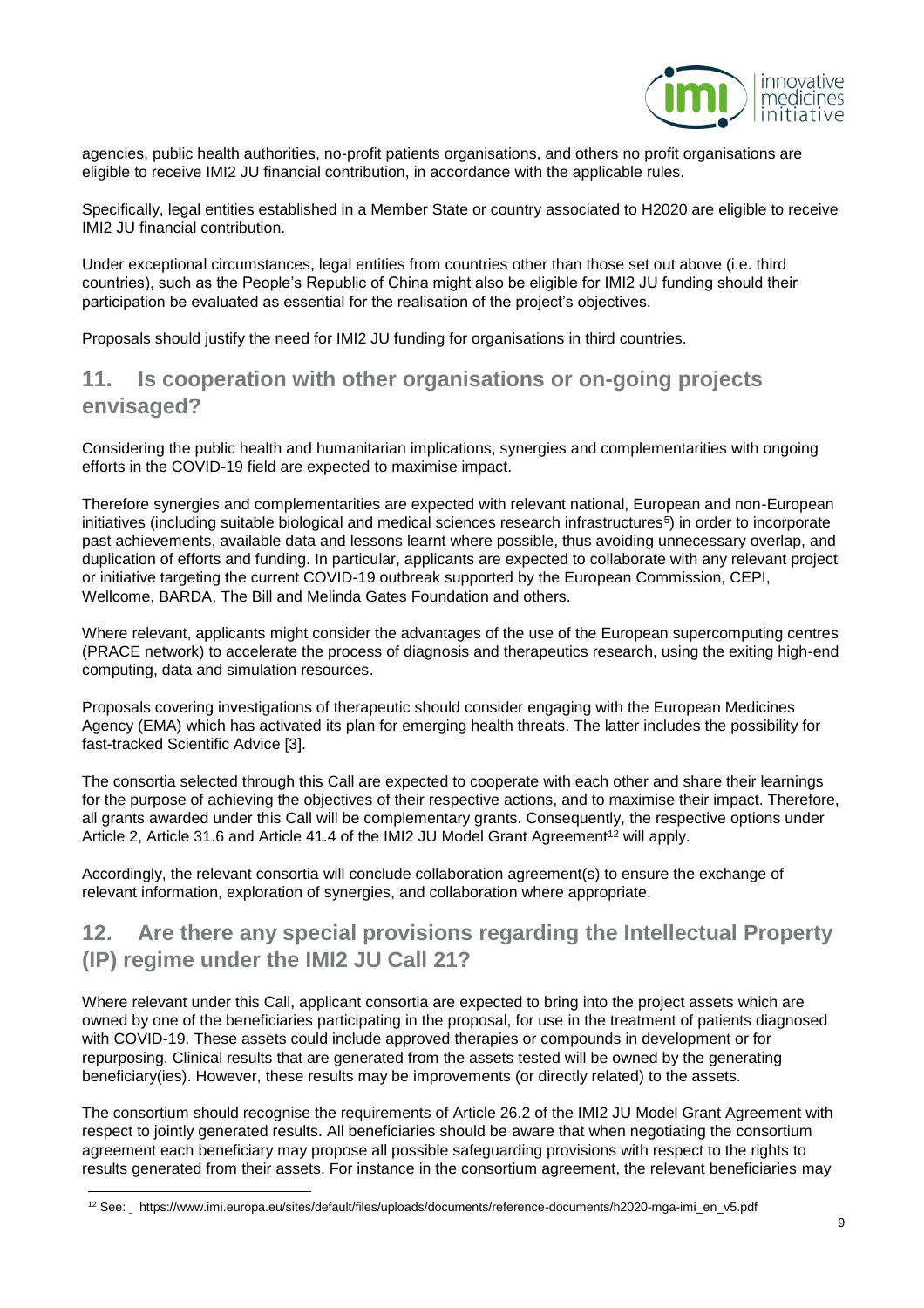agencies, public health authorities, no-profit patients organisations, and others no profit organisations are eligible to receive IMI2 JU financial contribution, in accordance with the applicable rules.

Specifically, legal entities established in a Member State or country associated to H2020 are eligible to receive IMI2 JU financial contribution.

Under exceptional circumstances, legal entities from countries other than those set out above (i.e. third countries), such as the People's Republic of China might also be eligible for IMI2 JU funding should their participation be evaluated as essential for the realisation of the project's objectives.

Proposals should justify the need for IMI2 JU funding for organisations in third countries.

## 11. Is cooperation with other organisations or on-going projects envisaged?

Considering the public health and humanitarian implications, synergies and complementarities with ongoing efforts in the COVID-19 field are expected to maximise impact.

Therefore synergies and complementarities are expected with relevant national, European and non-European initiatives (including suitable biological and medical sciences research infrastructures[5]) in order to incorporate past achievements, available data and lessons learnt where possible, thus avoiding unnecessary overlap, and duplication of efforts and funding. In particular, applicants are expected to collaborate with any relevant project or initiative targeting the current COVID-19 outbreak supported by the European Commission, CEPI, Wellcome, BARDA, The Bill and Melinda Gates Foundation and others.

Where relevant, applicants might consider the advantages of the use of the European supercomputing centres (PRACE network) to accelerate the process of diagnosis and therapeutics research, using the exiting high-end computing, data and simulation resources.

Proposals covering investigations of therapeutic should consider engaging with the European Medicines Agency (EMA) which has activated its plan for emerging health threats. The latter includes the possibility for fast-tracked Scientific Advice [3].

The consortia selected through this Call are expected to cooperate with each other and share their learnings for the purpose of achieving the objectives of their respective actions, and to maximise their impact. Therefore, all grants awarded under this Call will be complementary grants. Consequently, the respective options under Article 2, Article 31.6 and Article 41.4 of the IMI2 JU Model Grant Agreement[12] will apply.

Accordingly, the relevant consortia will conclude collaboration agreement(s) to ensure the exchange of relevant information, exploration of synergies, and collaboration where appropriate.

## 12. Are there any special provisions regarding the Intellectual Property (IP) regime under the IMI2 JU Call 21?

Where relevant under this Call, applicant consortia are expected to bring into the project assets which are owned by one of the beneficiaries participating in the proposal, for use in the treatment of patients diagnosed with COVID-19. These assets could include approved therapies or compounds in development or for repurposing. Clinical results that are generated from the assets tested will be owned by the generating beneficiary(ies). However, these results may be improvements (or directly related) to the assets.

The consortium should recognise the requirements of Article 26.2 of the IMI2 JU Model Grant Agreement with respect to jointly generated results. All beneficiaries should be aware that when negotiating the consortium agreement each beneficiary may propose all possible safeguarding provisions with respect to the rights to results generated from their assets. For instance in the consortium agreement, the relevant beneficiaries may

[12] See: https://www.imi.europa.eu/sites/default/files/uploads/documents/reference-documents/h2020-mga-imi_en_v5.pdf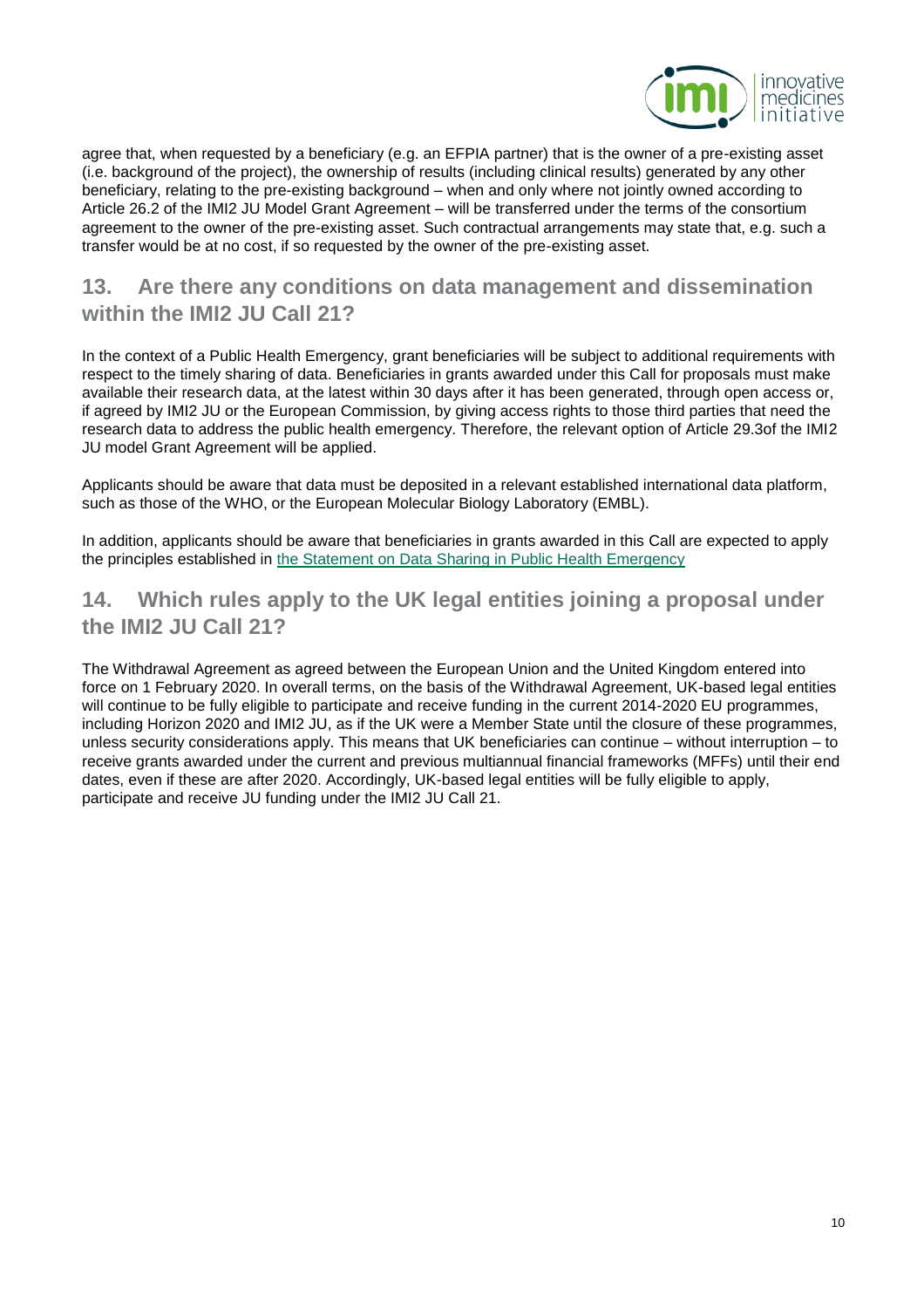agree that, when requested by a beneficiary (e.g. an EFPIA partner) that is the owner of a pre-existing asset (i.e. background of the project), the ownership of results (including clinical results) generated by any other beneficiary, relating to the pre-existing background – when and only where not jointly owned according to Article 26.2 of the IMI2 JU Model Grant Agreement – will be transferred under the terms of the consortium agreement to the owner of the pre-existing asset. Such contractual arrangements may state that, e.g. such a transfer would be at no cost, if so requested by the owner of the pre-existing asset.

## 13. Are there any conditions on data management and dissemination within the IMI2 JU Call 21?

In the context of a Public Health Emergency, grant beneficiaries will be subject to additional requirements with respect to the timely sharing of data. Beneficiaries in grants awarded under this Call for proposals must make available their research data, at the latest within 30 days after it has been generated, through open access or, if agreed by IMI2 JU or the European Commission, by giving access rights to those third parties that need the research data to address the public health emergency. Therefore, the relevant option of Article 29.3of the IMI2 JU model Grant Agreement will be applied.

Applicants should be aware that data must be deposited in a relevant established international data platform, such as those of the WHO, or the European Molecular Biology Laboratory (EMBL).

In addition, applicants should be aware that beneficiaries in grants awarded in this Call are expected to apply the principles established in the Statement on Data Sharing in Public Health Emergency

## 14. Which rules apply to the UK legal entities joining a proposal under the IMI2 JU Call 21?

The Withdrawal Agreement as agreed between the European Union and the United Kingdom entered into force on 1 February 2020. In overall terms, on the basis of the Withdrawal Agreement, UK-based legal entities will continue to be fully eligible to participate and receive funding in the current 2014-2020 EU programmes, including Horizon 2020 and IMI2 JU, as if the UK were a Member State until the closure of these programmes, unless security considerations apply. This means that UK beneficiaries can continue – without interruption – to receive grants awarded under the current and previous multiannual financial frameworks (MFFs) until their end dates, even if these are after 2020. Accordingly, UK-based legal entities will be fully eligible to apply, participate and receive JU funding under the IMI2 JU Call 21.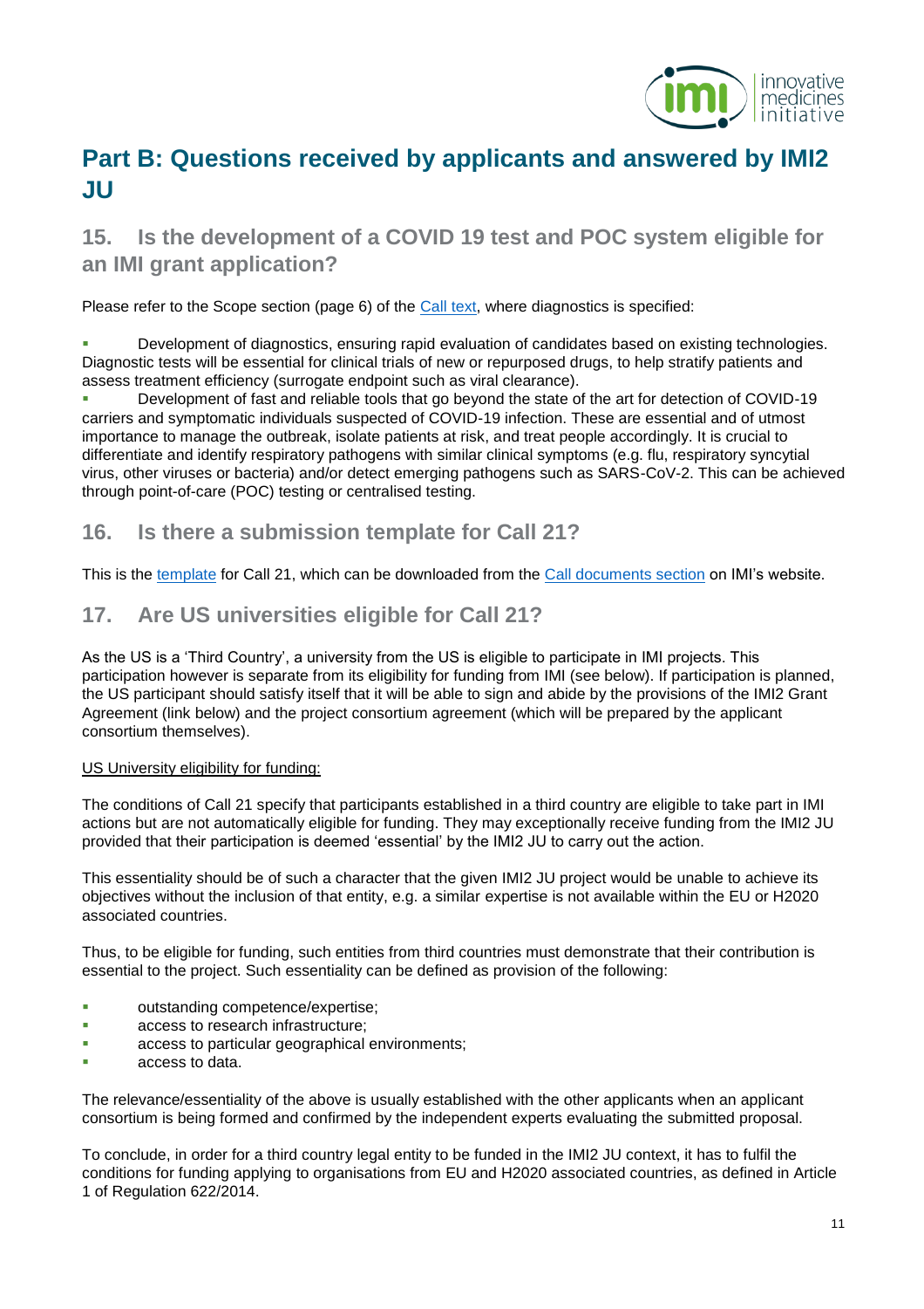# Part B: Questions received by applicants and answered by IMI2 JU

## 15. Is the development of a COVID 19 test and POC system eligible for an IMI grant application?

Please refer to the Scope section (page 6) of the [Call text](), where diagnostics is specified:

- Development of diagnostics, ensuring rapid evaluation of candidates based on existing technologies. Diagnostic tests will be essential for clinical trials of new or repurposed drugs, to help stratify patients and assess treatment efficiency (surrogate endpoint such as viral clearance).
- Development of fast and reliable tools that go beyond the state of the art for detection of COVID-19 carriers and symptomatic individuals suspected of COVID-19 infection. These are essential and of utmost importance to manage the outbreak, isolate patients at risk, and treat people accordingly. It is crucial to differentiate and identify respiratory pathogens with similar clinical symptoms (e.g. flu, respiratory syncytial virus, other viruses or bacteria) and/or detect emerging pathogens such as SARS-CoV-2. This can be achieved through point-of-care (POC) testing or centralised testing.

## 16. Is there a submission template for Call 21?

This is the [template]() for Call 21, which can be downloaded from the [Call documents section]() on IMI's website.

## 17. Are US universities eligible for Call 21?

As the US is a 'Third Country', a university from the US is eligible to participate in IMI projects. This participation however is separate from its eligibility for funding from IMI (see below). If participation is planned, the US participant should satisfy itself that it will be able to sign and abide by the provisions of the IMI2 Grant Agreement (link below) and the project consortium agreement (which will be prepared by the applicant consortium themselves).

<u>US University eligibility for funding:</u>

The conditions of Call 21 specify that participants established in a third country are eligible to take part in IMI actions but are not automatically eligible for funding. They may exceptionally receive funding from the IMI2 JU provided that their participation is deemed 'essential' by the IMI2 JU to carry out the action.

This essentiality should be of such a character that the given IMI2 JU project would be unable to achieve its objectives without the inclusion of that entity, e.g. a similar expertise is not available within the EU or H2020 associated countries.

Thus, to be eligible for funding, such entities from third countries must demonstrate that their contribution is essential to the project. Such essentiality can be defined as provision of the following:

- outstanding competence/expertise;
- access to research infrastructure;
- access to particular geographical environments;
- access to data.

The relevance/essentiality of the above is usually established with the other applicants when an applicant consortium is being formed and confirmed by the independent experts evaluating the submitted proposal.

To conclude, in order for a third country legal entity to be funded in the IMI2 JU context, it has to fulfil the conditions for funding applying to organisations from EU and H2020 associated countries, as defined in Article 1 of Regulation 622/2014.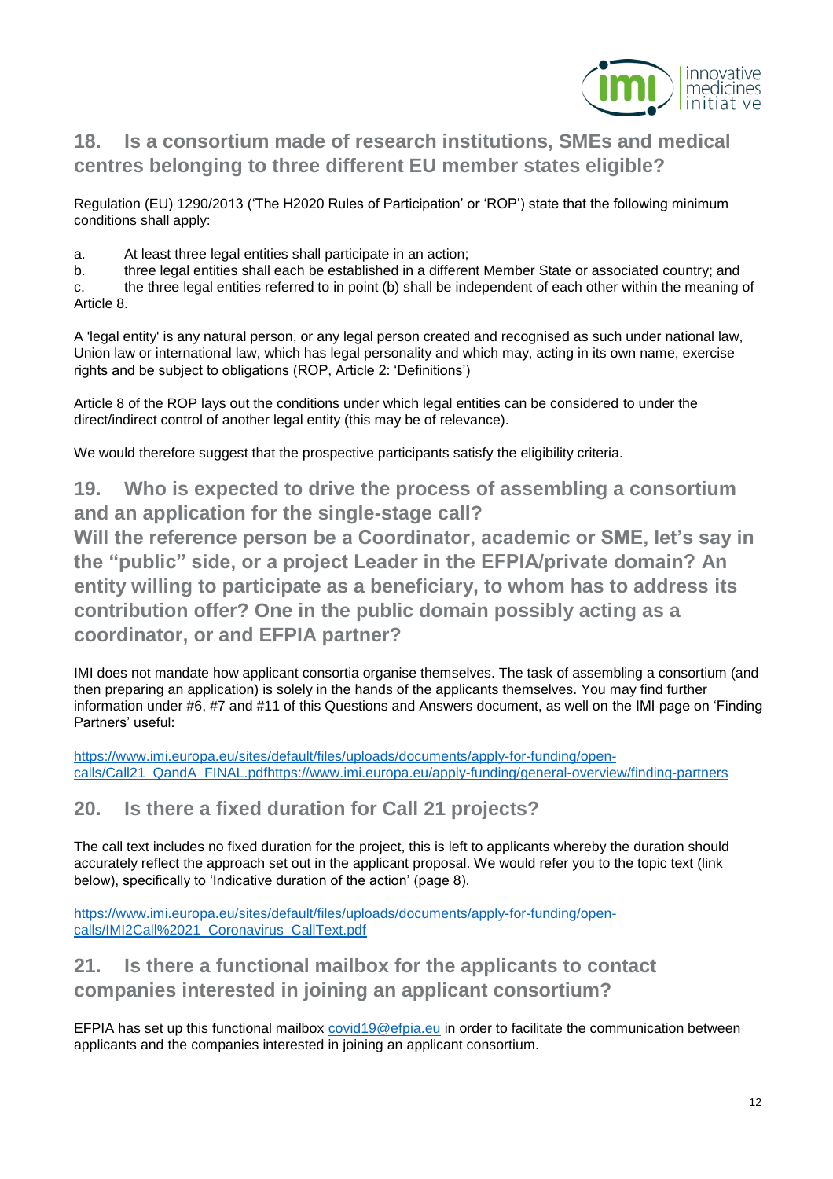## 18. Is a consortium made of research institutions, SMEs and medical centres belonging to three different EU member states eligible?

Regulation (EU) 1290/2013 ('The H2020 Rules of Participation' or 'ROP') state that the following minimum conditions shall apply:

a. At least three legal entities shall participate in an action;
b. three legal entities shall each be established in a different Member State or associated country; and
c. the three legal entities referred to in point (b) shall be independent of each other within the meaning of Article 8.

A 'legal entity' is any natural person, or any legal person created and recognised as such under national law, Union law or international law, which has legal personality and which may, acting in its own name, exercise rights and be subject to obligations (ROP, Article 2: 'Definitions')

Article 8 of the ROP lays out the conditions under which legal entities can be considered to under the direct/indirect control of another legal entity (this may be of relevance).

We would therefore suggest that the prospective participants satisfy the eligibility criteria.

## 19. Who is expected to drive the process of assembling a consortium and an application for the single-stage call? Will the reference person be a Coordinator, academic or SME, let's say in the "public" side, or a project Leader in the EFPIA/private domain? An entity willing to participate as a beneficiary, to whom has to address its contribution offer? One in the public domain possibly acting as a coordinator, or and EFPIA partner?

IMI does not mandate how applicant consortia organise themselves. The task of assembling a consortium (and then preparing an application) is solely in the hands of the applicants themselves. You may find further information under #6, #7 and #11 of this Questions and Answers document, as well on the IMI page on 'Finding Partners' useful:

https://www.imi.europa.eu/sites/default/files/uploads/documents/apply-for-funding/open-calls/Call21_QandA_FINAL.pdfhttps://www.imi.europa.eu/apply-funding/general-overview/finding-partners

## 20. Is there a fixed duration for Call 21 projects?

The call text includes no fixed duration for the project, this is left to applicants whereby the duration should accurately reflect the approach set out in the applicant proposal. We would refer you to the topic text (link below), specifically to 'Indicative duration of the action' (page 8).

https://www.imi.europa.eu/sites/default/files/uploads/documents/apply-for-funding/open-calls/IMI2Call%2021_Coronavirus_CallText.pdf

## 21. Is there a functional mailbox for the applicants to contact companies interested in joining an applicant consortium?

EFPIA has set up this functional mailbox covid19@efpia.eu in order to facilitate the communication between applicants and the companies interested in joining an applicant consortium.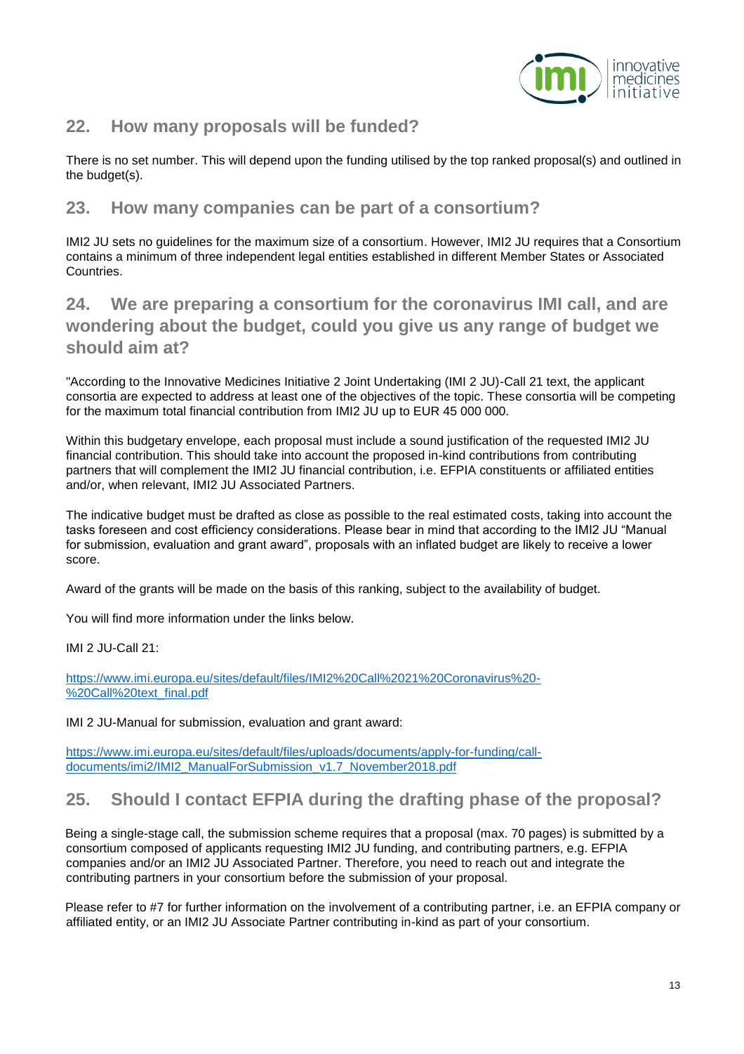## 22. How many proposals will be funded?

There is no set number. This will depend upon the funding utilised by the top ranked proposal(s) and outlined in the budget(s).

## 23. How many companies can be part of a consortium?

IMI2 JU sets no guidelines for the maximum size of a consortium. However, IMI2 JU requires that a Consortium contains a minimum of three independent legal entities established in different Member States or Associated Countries.

## 24. We are preparing a consortium for the coronavirus IMI call, and are wondering about the budget, could you give us any range of budget we should aim at?

"According to the Innovative Medicines Initiative 2 Joint Undertaking (IMI 2 JU)-Call 21 text, the applicant consortia are expected to address at least one of the objectives of the topic. These consortia will be competing for the maximum total financial contribution from IMI2 JU up to EUR 45 000 000.

Within this budgetary envelope, each proposal must include a sound justification of the requested IMI2 JU financial contribution. This should take into account the proposed in-kind contributions from contributing partners that will complement the IMI2 JU financial contribution, i.e. EFPIA constituents or affiliated entities and/or, when relevant, IMI2 JU Associated Partners.

The indicative budget must be drafted as close as possible to the real estimated costs, taking into account the tasks foreseen and cost efficiency considerations. Please bear in mind that according to the IMI2 JU "Manual for submission, evaluation and grant award", proposals with an inflated budget are likely to receive a lower score.

Award of the grants will be made on the basis of this ranking, subject to the availability of budget.

You will find more information under the links below.

IMI 2 JU-Call 21:

[https://www.imi.europa.eu/sites/default/files/IMI2%20Call%2021%20Coronavirus%20-%20Call%20text_final.pdf](https://www.imi.europa.eu/sites/default/files/IMI2%20Call%2021%20Coronavirus%20-%20Call%20text_final.pdf)

IMI 2 JU-Manual for submission, evaluation and grant award:

[https://www.imi.europa.eu/sites/default/files/uploads/documents/apply-for-funding/call-documents/imi2/IMI2_ManualForSubmission_v1.7_November2018.pdf](https://www.imi.europa.eu/sites/default/files/uploads/documents/apply-for-funding/call-documents/imi2/IMI2_ManualForSubmission_v1.7_November2018.pdf)

## 25. Should I contact EFPIA during the drafting phase of the proposal?

Being a single-stage call, the submission scheme requires that a proposal (max. 70 pages) is submitted by a consortium composed of applicants requesting IMI2 JU funding, and contributing partners, e.g. EFPIA companies and/or an IMI2 JU Associated Partner. Therefore, you need to reach out and integrate the contributing partners in your consortium before the submission of your proposal.

Please refer to #7 for further information on the involvement of a contributing partner, i.e. an EFPIA company or affiliated entity, or an IMI2 JU Associate Partner contributing in-kind as part of your consortium.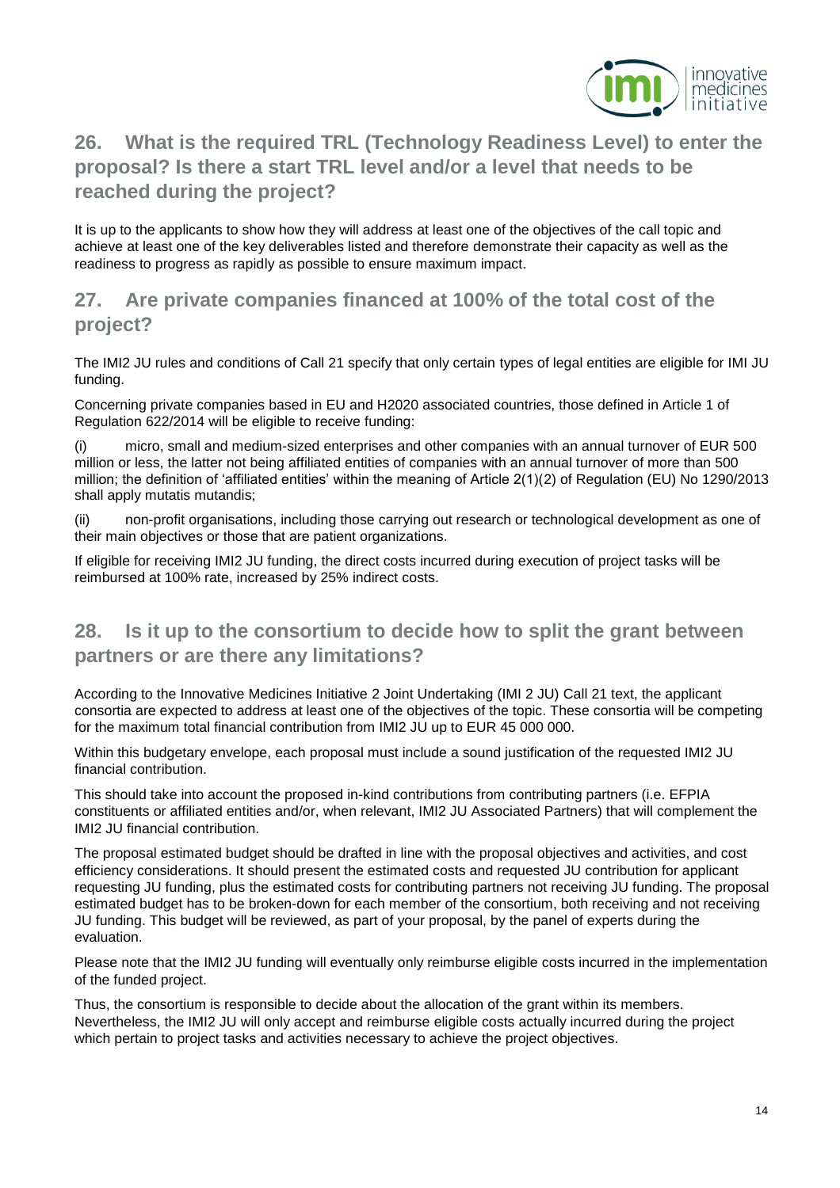## 26. What is the required TRL (Technology Readiness Level) to enter the proposal? Is there a start TRL level and/or a level that needs to be reached during the project?

It is up to the applicants to show how they will address at least one of the objectives of the call topic and achieve at least one of the key deliverables listed and therefore demonstrate their capacity as well as the readiness to progress as rapidly as possible to ensure maximum impact.

## 27. Are private companies financed at 100% of the total cost of the project?

The IMI2 JU rules and conditions of Call 21 specify that only certain types of legal entities are eligible for IMI JU funding.

Concerning private companies based in EU and H2020 associated countries, those defined in Article 1 of Regulation 622/2014 will be eligible to receive funding:

(i) micro, small and medium-sized enterprises and other companies with an annual turnover of EUR 500 million or less, the latter not being affiliated entities of companies with an annual turnover of more than 500 million; the definition of 'affiliated entities' within the meaning of Article 2(1)(2) of Regulation (EU) No 1290/2013 shall apply mutatis mutandis;

(ii) non-profit organisations, including those carrying out research or technological development as one of their main objectives or those that are patient organizations.

If eligible for receiving IMI2 JU funding, the direct costs incurred during execution of project tasks will be reimbursed at 100% rate, increased by 25% indirect costs.

## 28. Is it up to the consortium to decide how to split the grant between partners or are there any limitations?

According to the Innovative Medicines Initiative 2 Joint Undertaking (IMI 2 JU) Call 21 text, the applicant consortia are expected to address at least one of the objectives of the topic. These consortia will be competing for the maximum total financial contribution from IMI2 JU up to EUR 45 000 000.

Within this budgetary envelope, each proposal must include a sound justification of the requested IMI2 JU financial contribution.

This should take into account the proposed in-kind contributions from contributing partners (i.e. EFPIA constituents or affiliated entities and/or, when relevant, IMI2 JU Associated Partners) that will complement the IMI2 JU financial contribution.

The proposal estimated budget should be drafted in line with the proposal objectives and activities, and cost efficiency considerations. It should present the estimated costs and requested JU contribution for applicant requesting JU funding, plus the estimated costs for contributing partners not receiving JU funding. The proposal estimated budget has to be broken-down for each member of the consortium, both receiving and not receiving JU funding. This budget will be reviewed, as part of your proposal, by the panel of experts during the evaluation.

Please note that the IMI2 JU funding will eventually only reimburse eligible costs incurred in the implementation of the funded project.

Thus, the consortium is responsible to decide about the allocation of the grant within its members. Nevertheless, the IMI2 JU will only accept and reimburse eligible costs actually incurred during the project which pertain to project tasks and activities necessary to achieve the project objectives.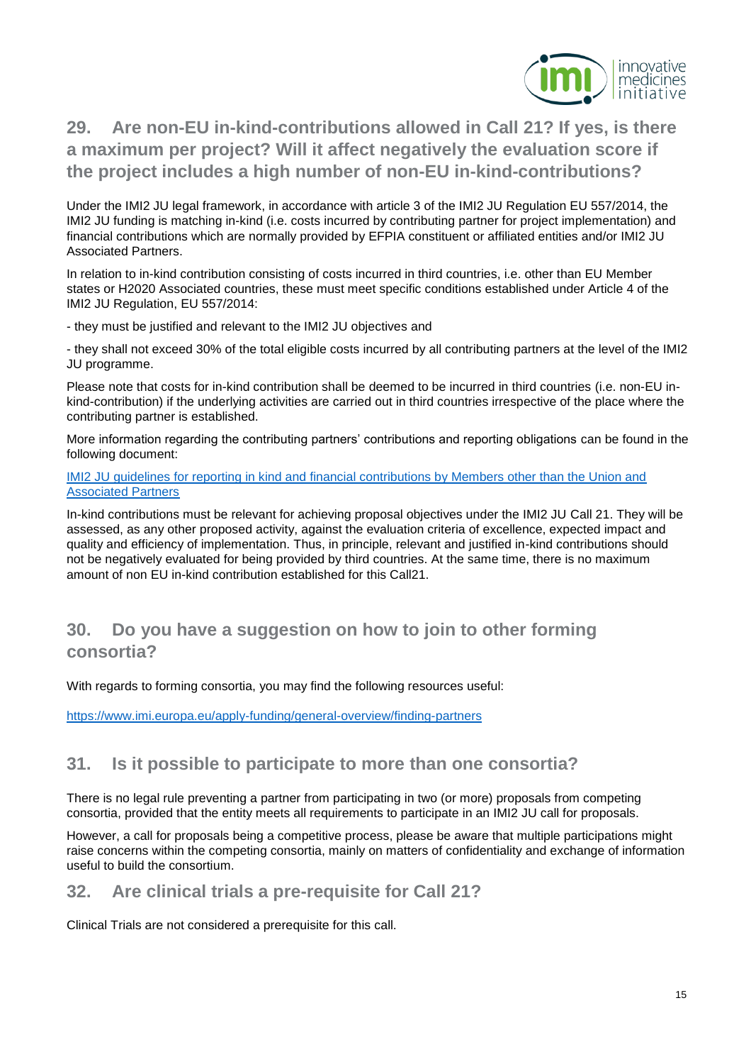## 29. Are non-EU in-kind-contributions allowed in Call 21? If yes, is there a maximum per project? Will it affect negatively the evaluation score if the project includes a high number of non-EU in-kind-contributions?

Under the IMI2 JU legal framework, in accordance with article 3 of the IMI2 JU Regulation EU 557/2014, the IMI2 JU funding is matching in-kind (i.e. costs incurred by contributing partner for project implementation) and financial contributions which are normally provided by EFPIA constituent or affiliated entities and/or IMI2 JU Associated Partners.

In relation to in-kind contribution consisting of costs incurred in third countries, i.e. other than EU Member states or H2020 Associated countries, these must meet specific conditions established under Article 4 of the IMI2 JU Regulation, EU 557/2014:

- they must be justified and relevant to the IMI2 JU objectives and

- they shall not exceed 30% of the total eligible costs incurred by all contributing partners at the level of the IMI2 JU programme.

Please note that costs for in-kind contribution shall be deemed to be incurred in third countries (i.e. non-EU in-kind-contribution) if the underlying activities are carried out in third countries irrespective of the place where the contributing partner is established.

More information regarding the contributing partners' contributions and reporting obligations can be found in the following document:

[IMI2 JU guidelines for reporting in kind and financial contributions by Members other than the Union and Associated Partners]()

In-kind contributions must be relevant for achieving proposal objectives under the IMI2 JU Call 21. They will be assessed, as any other proposed activity, against the evaluation criteria of excellence, expected impact and quality and efficiency of implementation. Thus, in principle, relevant and justified in-kind contributions should not be negatively evaluated for being provided by third countries. At the same time, there is no maximum amount of non EU in-kind contribution established for this Call21.

## 30. Do you have a suggestion on how to join to other forming consortia?

With regards to forming consortia, you may find the following resources useful:

https://www.imi.europa.eu/apply-funding/general-overview/finding-partners

## 31. Is it possible to participate to more than one consortia?

There is no legal rule preventing a partner from participating in two (or more) proposals from competing consortia, provided that the entity meets all requirements to participate in an IMI2 JU call for proposals.

However, a call for proposals being a competitive process, please be aware that multiple participations might raise concerns within the competing consortia, mainly on matters of confidentiality and exchange of information useful to build the consortium.

## 32. Are clinical trials a pre-requisite for Call 21?

Clinical Trials are not considered a prerequisite for this call.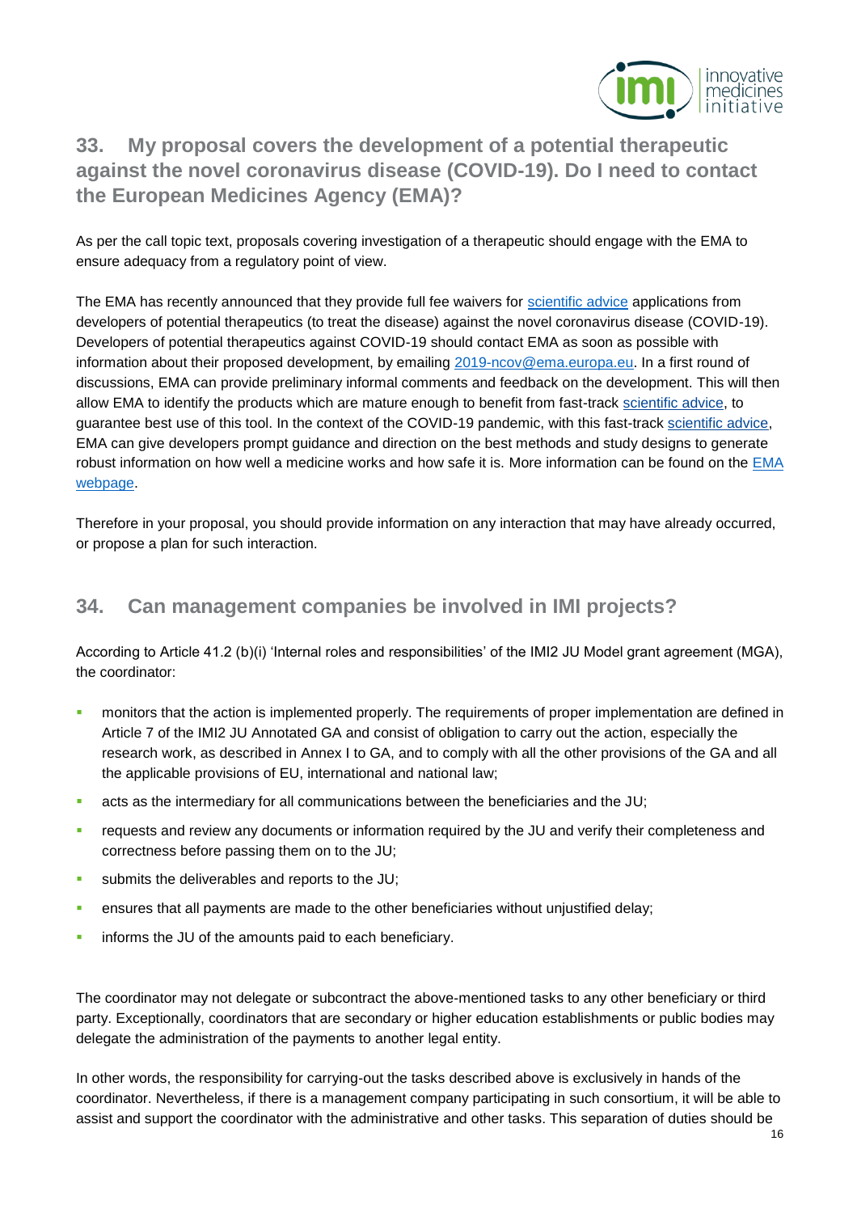## 33. My proposal covers the development of a potential therapeutic against the novel coronavirus disease (COVID-19). Do I need to contact the European Medicines Agency (EMA)?

As per the call topic text, proposals covering investigation of a therapeutic should engage with the EMA to ensure adequacy from a regulatory point of view.

The EMA has recently announced that they provide full fee waivers for scientific advice applications from developers of potential therapeutics (to treat the disease) against the novel coronavirus disease (COVID-19). Developers of potential therapeutics against COVID-19 should contact EMA as soon as possible with information about their proposed development, by emailing 2019-ncov@ema.europa.eu. In a first round of discussions, EMA can provide preliminary informal comments and feedback on the development. This will then allow EMA to identify the products which are mature enough to benefit from fast-track scientific advice, to guarantee best use of this tool. In the context of the COVID-19 pandemic, with this fast-track scientific advice, EMA can give developers prompt guidance and direction on the best methods and study designs to generate robust information on how well a medicine works and how safe it is. More information can be found on the EMA webpage.

Therefore in your proposal, you should provide information on any interaction that may have already occurred, or propose a plan for such interaction.

## 34. Can management companies be involved in IMI projects?

According to Article 41.2 (b)(i) 'Internal roles and responsibilities' of the IMI2 JU Model grant agreement (MGA), the coordinator:

- monitors that the action is implemented properly. The requirements of proper implementation are defined in Article 7 of the IMI2 JU Annotated GA and consist of obligation to carry out the action, especially the research work, as described in Annex I to GA, and to comply with all the other provisions of the GA and all the applicable provisions of EU, international and national law;
- acts as the intermediary for all communications between the beneficiaries and the JU;
- requests and review any documents or information required by the JU and verify their completeness and correctness before passing them on to the JU;
- submits the deliverables and reports to the JU;
- ensures that all payments are made to the other beneficiaries without unjustified delay;
- informs the JU of the amounts paid to each beneficiary.

The coordinator may not delegate or subcontract the above-mentioned tasks to any other beneficiary or third party. Exceptionally, coordinators that are secondary or higher education establishments or public bodies may delegate the administration of the payments to another legal entity.

In other words, the responsibility for carrying-out the tasks described above is exclusively in hands of the coordinator. Nevertheless, if there is a management company participating in such consortium, it will be able to assist and support the coordinator with the administrative and other tasks. This separation of duties should be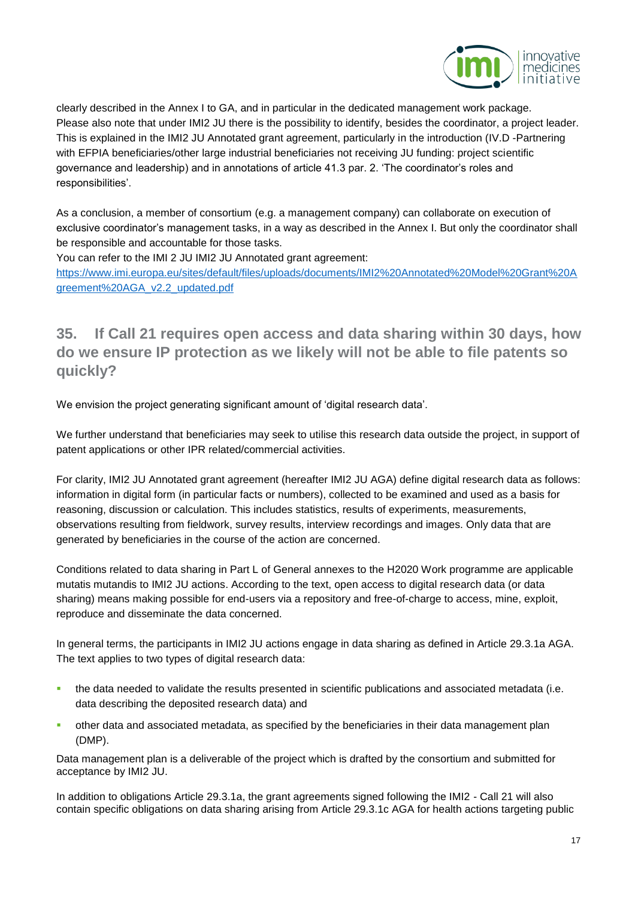clearly described in the Annex I to GA, and in particular in the dedicated management work package. Please also note that under IMI2 JU there is the possibility to identify, besides the coordinator, a project leader. This is explained in the IMI2 JU Annotated grant agreement, particularly in the introduction (IV.D -Partnering with EFPIA beneficiaries/other large industrial beneficiaries not receiving JU funding: project scientific governance and leadership) and in annotations of article 41.3 par. 2. 'The coordinator's roles and responsibilities'.

As a conclusion, a member of consortium (e.g. a management company) can collaborate on execution of exclusive coordinator's management tasks, in a way as described in the Annex I. But only the coordinator shall be responsible and accountable for those tasks.

You can refer to the IMI 2 JU IMI2 JU Annotated grant agreement:
[https://www.imi.europa.eu/sites/default/files/uploads/documents/IMI2%20Annotated%20Model%20Grant%20Agreement%20AGA_v2.2_updated.pdf](https://www.imi.europa.eu/sites/default/files/uploads/documents/IMI2%20Annotated%20Model%20Grant%20Agreement%20AGA_v2.2_updated.pdf)

## 35. If Call 21 requires open access and data sharing within 30 days, how do we ensure IP protection as we likely will not be able to file patents so quickly?

We envision the project generating significant amount of 'digital research data'.

We further understand that beneficiaries may seek to utilise this research data outside the project, in support of patent applications or other IPR related/commercial activities.

For clarity, IMI2 JU Annotated grant agreement (hereafter IMI2 JU AGA) define digital research data as follows: information in digital form (in particular facts or numbers), collected to be examined and used as a basis for reasoning, discussion or calculation. This includes statistics, results of experiments, measurements, observations resulting from fieldwork, survey results, interview recordings and images. Only data that are generated by beneficiaries in the course of the action are concerned.

Conditions related to data sharing in Part L of General annexes to the H2020 Work programme are applicable mutatis mutandis to IMI2 JU actions. According to the text, open access to digital research data (or data sharing) means making possible for end-users via a repository and free-of-charge to access, mine, exploit, reproduce and disseminate the data concerned.

In general terms, the participants in IMI2 JU actions engage in data sharing as defined in Article 29.3.1a AGA. The text applies to two types of digital research data:

- the data needed to validate the results presented in scientific publications and associated metadata (i.e. data describing the deposited research data) and
- other data and associated metadata, as specified by the beneficiaries in their data management plan (DMP).

Data management plan is a deliverable of the project which is drafted by the consortium and submitted for acceptance by IMI2 JU.

In addition to obligations Article 29.3.1a, the grant agreements signed following the IMI2 - Call 21 will also contain specific obligations on data sharing arising from Article 29.3.1c AGA for health actions targeting public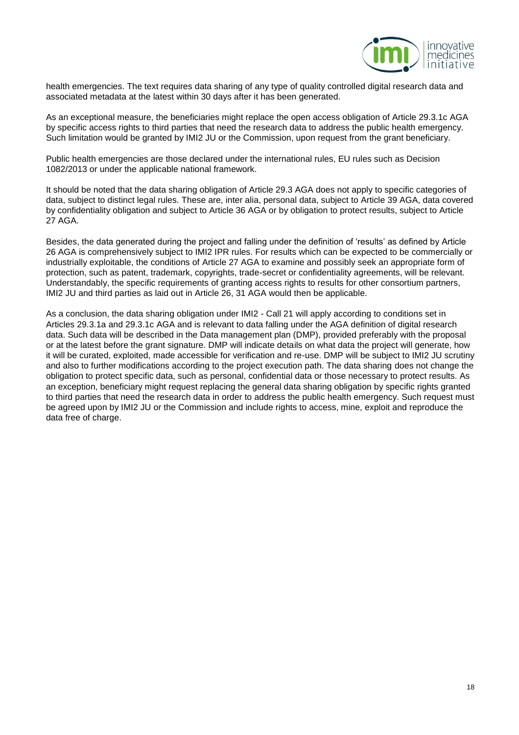health emergencies. The text requires data sharing of any type of quality controlled digital research data and associated metadata at the latest within 30 days after it has been generated.

As an exceptional measure, the beneficiaries might replace the open access obligation of Article 29.3.1c AGA by specific access rights to third parties that need the research data to address the public health emergency. Such limitation would be granted by IMI2 JU or the Commission, upon request from the grant beneficiary.

Public health emergencies are those declared under the international rules, EU rules such as Decision 1082/2013 or under the applicable national framework.

It should be noted that the data sharing obligation of Article 29.3 AGA does not apply to specific categories of data, subject to distinct legal rules. These are, inter alia, personal data, subject to Article 39 AGA, data covered by confidentiality obligation and subject to Article 36 AGA or by obligation to protect results, subject to Article 27 AGA.

Besides, the data generated during the project and falling under the definition of 'results' as defined by Article 26 AGA is comprehensively subject to IMI2 IPR rules. For results which can be expected to be commercially or industrially exploitable, the conditions of Article 27 AGA to examine and possibly seek an appropriate form of protection, such as patent, trademark, copyrights, trade-secret or confidentiality agreements, will be relevant. Understandably, the specific requirements of granting access rights to results for other consortium partners, IMI2 JU and third parties as laid out in Article 26, 31 AGA would then be applicable.

As a conclusion, the data sharing obligation under IMI2 - Call 21 will apply according to conditions set in Articles 29.3.1a and 29.3.1c AGA and is relevant to data falling under the AGA definition of digital research data. Such data will be described in the Data management plan (DMP), provided preferably with the proposal or at the latest before the grant signature. DMP will indicate details on what data the project will generate, how it will be curated, exploited, made accessible for verification and re-use. DMP will be subject to IMI2 JU scrutiny and also to further modifications according to the project execution path. The data sharing does not change the obligation to protect specific data, such as personal, confidential data or those necessary to protect results. As an exception, beneficiary might request replacing the general data sharing obligation by specific rights granted to third parties that need the research data in order to address the public health emergency. Such request must be agreed upon by IMI2 JU or the Commission and include rights to access, mine, exploit and reproduce the data free of charge.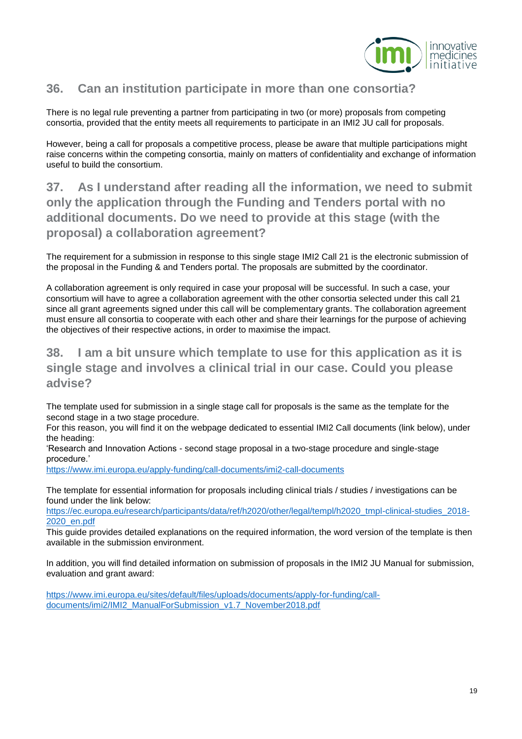## 36. Can an institution participate in more than one consortia?

There is no legal rule preventing a partner from participating in two (or more) proposals from competing consortia, provided that the entity meets all requirements to participate in an IMI2 JU call for proposals.

However, being a call for proposals a competitive process, please be aware that multiple participations might raise concerns within the competing consortia, mainly on matters of confidentiality and exchange of information useful to build the consortium.

## 37. As I understand after reading all the information, we need to submit only the application through the Funding and Tenders portal with no additional documents. Do we need to provide at this stage (with the proposal) a collaboration agreement?

The requirement for a submission in response to this single stage IMI2 Call 21 is the electronic submission of the proposal in the Funding & and Tenders portal. The proposals are submitted by the coordinator.

A collaboration agreement is only required in case your proposal will be successful. In such a case, your consortium will have to agree a collaboration agreement with the other consortia selected under this call 21 since all grant agreements signed under this call will be complementary grants. The collaboration agreement must ensure all consortia to cooperate with each other and share their learnings for the purpose of achieving the objectives of their respective actions, in order to maximise the impact.

## 38. I am a bit unsure which template to use for this application as it is single stage and involves a clinical trial in our case. Could you please advise?

The template used for submission in a single stage call for proposals is the same as the template for the second stage in a two stage procedure.
For this reason, you will find it on the webpage dedicated to essential IMI2 Call documents (link below), under the heading:
'Research and Innovation Actions - second stage proposal in a two-stage procedure and single-stage procedure.'
https://www.imi.europa.eu/apply-funding/call-documents/imi2-call-documents

The template for essential information for proposals including clinical trials / studies / investigations can be found under the link below:
https://ec.europa.eu/research/participants/data/ref/h2020/other/legal/templ/h2020_tmpl-clinical-studies_2018-2020_en.pdf
This guide provides detailed explanations on the required information, the word version of the template is then available in the submission environment.

In addition, you will find detailed information on submission of proposals in the IMI2 JU Manual for submission, evaluation and grant award:

https://www.imi.europa.eu/sites/default/files/uploads/documents/apply-for-funding/call-documents/imi2/IMI2_ManualForSubmission_v1.7_November2018.pdf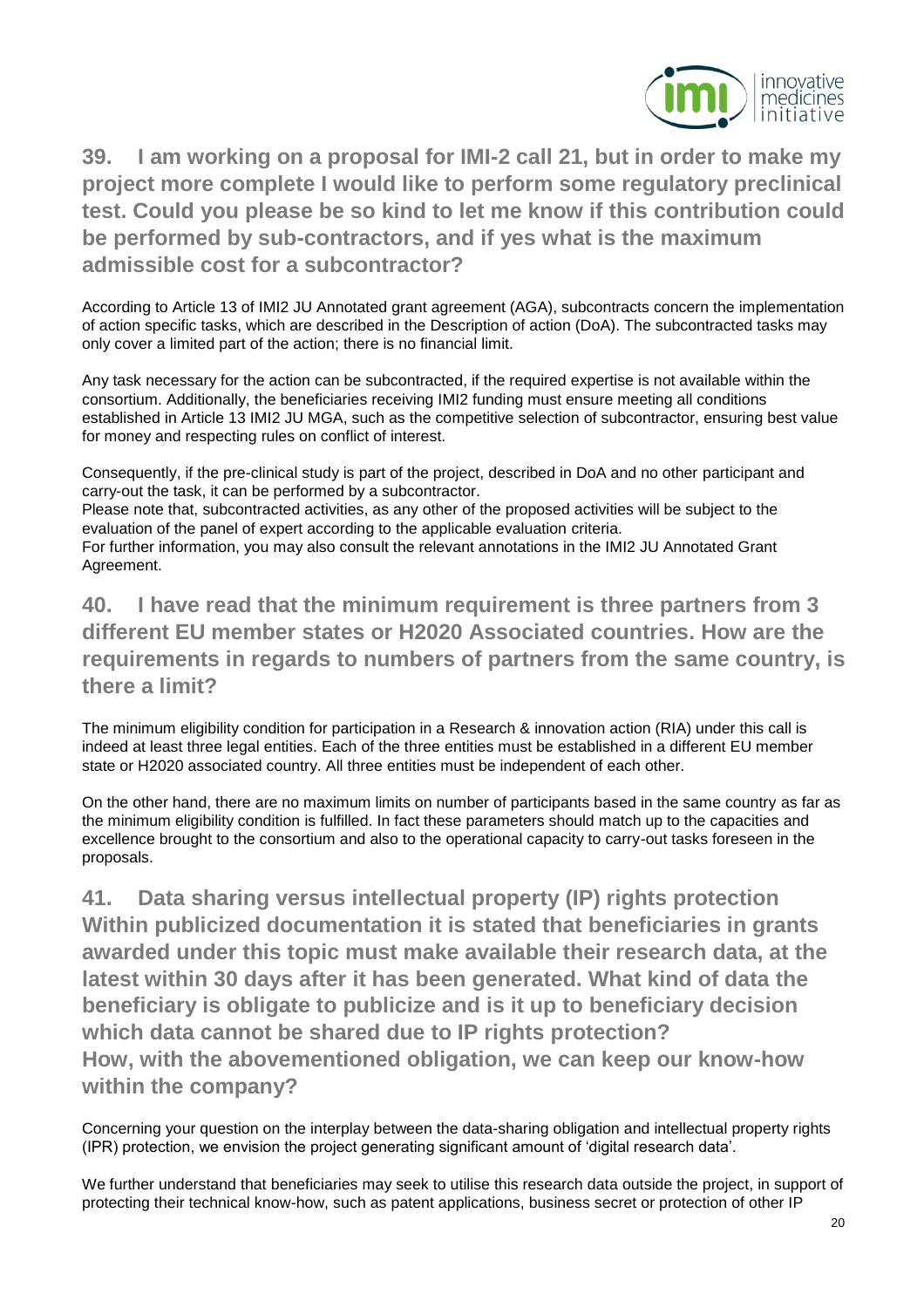## 39. I am working on a proposal for IMI-2 call 21, but in order to make my project more complete I would like to perform some regulatory preclinical test. Could you please be so kind to let me know if this contribution could be performed by sub-contractors, and if yes what is the maximum admissible cost for a subcontractor?

According to Article 13 of IMI2 JU Annotated grant agreement (AGA), subcontracts concern the implementation of action specific tasks, which are described in the Description of action (DoA). The subcontracted tasks may only cover a limited part of the action; there is no financial limit.

Any task necessary for the action can be subcontracted, if the required expertise is not available within the consortium. Additionally, the beneficiaries receiving IMI2 funding must ensure meeting all conditions established in Article 13 IMI2 JU MGA, such as the competitive selection of subcontractor, ensuring best value for money and respecting rules on conflict of interest.

Consequently, if the pre-clinical study is part of the project, described in DoA and no other participant and carry-out the task, it can be performed by a subcontractor.
Please note that, subcontracted activities, as any other of the proposed activities will be subject to the evaluation of the panel of expert according to the applicable evaluation criteria.
For further information, you may also consult the relevant annotations in the IMI2 JU Annotated Grant Agreement.

## 40. I have read that the minimum requirement is three partners from 3 different EU member states or H2020 Associated countries. How are the requirements in regards to numbers of partners from the same country, is there a limit?

The minimum eligibility condition for participation in a Research & innovation action (RIA) under this call is indeed at least three legal entities. Each of the three entities must be established in a different EU member state or H2020 associated country. All three entities must be independent of each other.

On the other hand, there are no maximum limits on number of participants based in the same country as far as the minimum eligibility condition is fulfilled. In fact these parameters should match up to the capacities and excellence brought to the consortium and also to the operational capacity to carry-out tasks foreseen in the proposals.

## 41. Data sharing versus intellectual property (IP) rights protection Within publicized documentation it is stated that beneficiaries in grants awarded under this topic must make available their research data, at the latest within 30 days after it has been generated. What kind of data the beneficiary is obligate to publicize and is it up to beneficiary decision which data cannot be shared due to IP rights protection? How, with the abovementioned obligation, we can keep our know-how within the company?

Concerning your question on the interplay between the data-sharing obligation and intellectual property rights (IPR) protection, we envision the project generating significant amount of 'digital research data'.

We further understand that beneficiaries may seek to utilise this research data outside the project, in support of protecting their technical know-how, such as patent applications, business secret or protection of other IP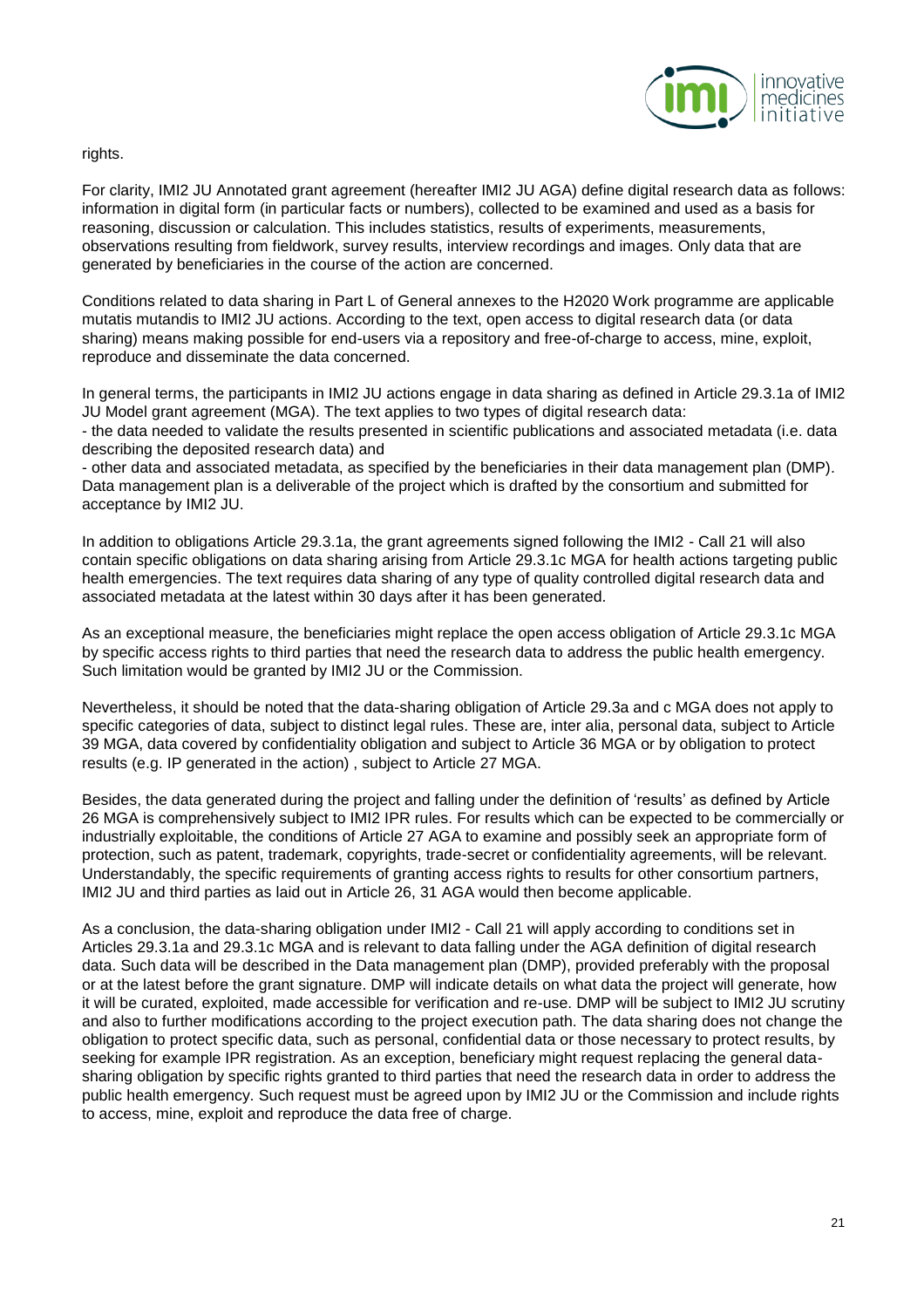rights.

For clarity, IMI2 JU Annotated grant agreement (hereafter IMI2 JU AGA) define digital research data as follows: information in digital form (in particular facts or numbers), collected to be examined and used as a basis for reasoning, discussion or calculation. This includes statistics, results of experiments, measurements, observations resulting from fieldwork, survey results, interview recordings and images. Only data that are generated by beneficiaries in the course of the action are concerned.

Conditions related to data sharing in Part L of General annexes to the H2020 Work programme are applicable mutatis mutandis to IMI2 JU actions. According to the text, open access to digital research data (or data sharing) means making possible for end-users via a repository and free-of-charge to access, mine, exploit, reproduce and disseminate the data concerned.

In general terms, the participants in IMI2 JU actions engage in data sharing as defined in Article 29.3.1a of IMI2 JU Model grant agreement (MGA). The text applies to two types of digital research data:

- the data needed to validate the results presented in scientific publications and associated metadata (i.e. data describing the deposited research data) and
- other data and associated metadata, as specified by the beneficiaries in their data management plan (DMP). Data management plan is a deliverable of the project which is drafted by the consortium and submitted for acceptance by IMI2 JU.

In addition to obligations Article 29.3.1a, the grant agreements signed following the IMI2 - Call 21 will also contain specific obligations on data sharing arising from Article 29.3.1c MGA for health actions targeting public health emergencies. The text requires data sharing of any type of quality controlled digital research data and associated metadata at the latest within 30 days after it has been generated.

As an exceptional measure, the beneficiaries might replace the open access obligation of Article 29.3.1c MGA by specific access rights to third parties that need the research data to address the public health emergency. Such limitation would be granted by IMI2 JU or the Commission.

Nevertheless, it should be noted that the data-sharing obligation of Article 29.3a and c MGA does not apply to specific categories of data, subject to distinct legal rules. These are, inter alia, personal data, subject to Article 39 MGA, data covered by confidentiality obligation and subject to Article 36 MGA or by obligation to protect results (e.g. IP generated in the action) , subject to Article 27 MGA.

Besides, the data generated during the project and falling under the definition of 'results' as defined by Article 26 MGA is comprehensively subject to IMI2 IPR rules. For results which can be expected to be commercially or industrially exploitable, the conditions of Article 27 AGA to examine and possibly seek an appropriate form of protection, such as patent, trademark, copyrights, trade-secret or confidentiality agreements, will be relevant. Understandably, the specific requirements of granting access rights to results for other consortium partners, IMI2 JU and third parties as laid out in Article 26, 31 AGA would then become applicable.

As a conclusion, the data-sharing obligation under IMI2 - Call 21 will apply according to conditions set in Articles 29.3.1a and 29.3.1c MGA and is relevant to data falling under the AGA definition of digital research data. Such data will be described in the Data management plan (DMP), provided preferably with the proposal or at the latest before the grant signature. DMP will indicate details on what data the project will generate, how it will be curated, exploited, made accessible for verification and re-use. DMP will be subject to IMI2 JU scrutiny and also to further modifications according to the project execution path. The data sharing does not change the obligation to protect specific data, such as personal, confidential data or those necessary to protect results, by seeking for example IPR registration. As an exception, beneficiary might request replacing the general data-sharing obligation by specific rights granted to third parties that need the research data in order to address the public health emergency. Such request must be agreed upon by IMI2 JU or the Commission and include rights to access, mine, exploit and reproduce the data free of charge.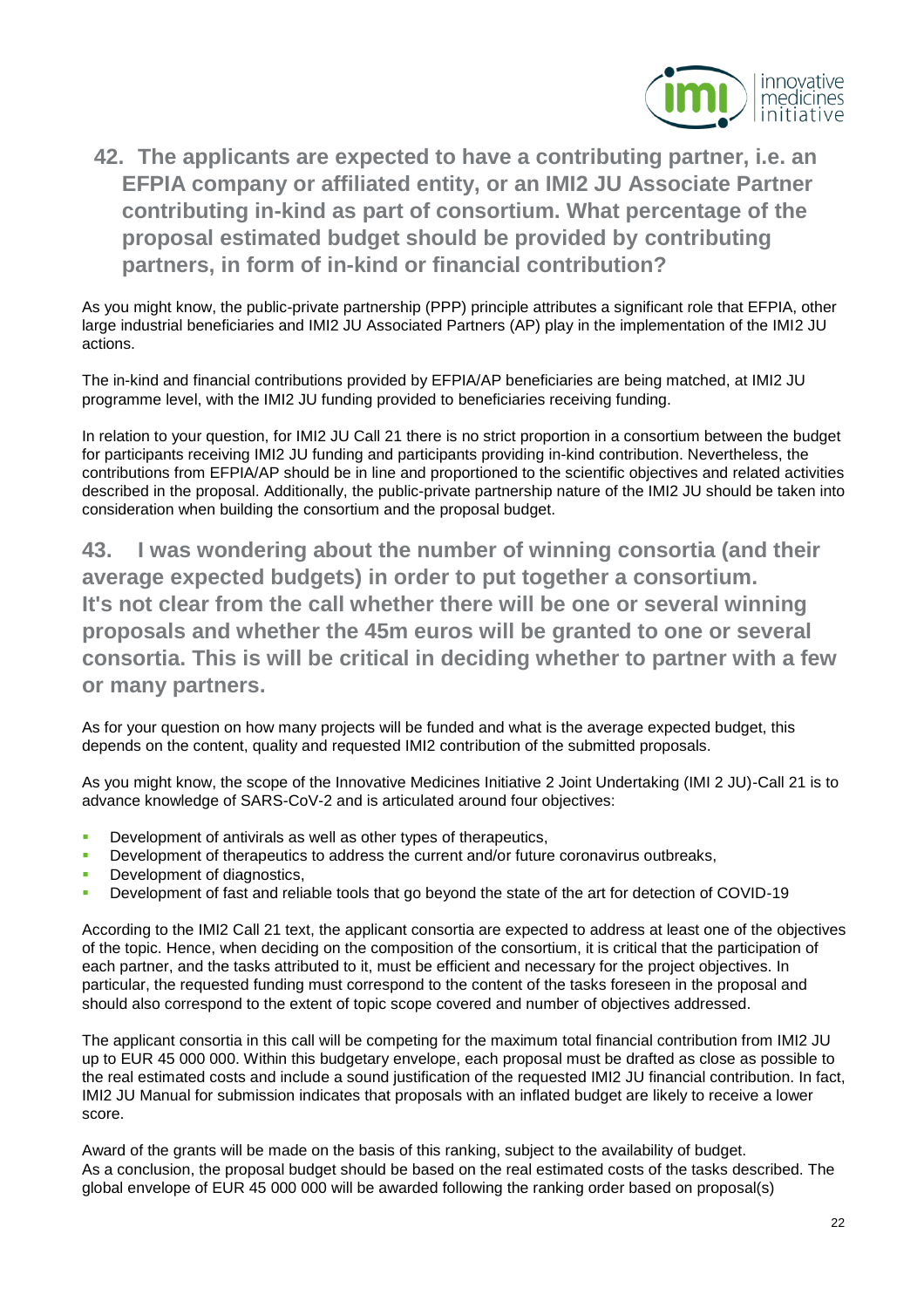## 42. The applicants are expected to have a contributing partner, i.e. an EFPIA company or affiliated entity, or an IMI2 JU Associate Partner contributing in-kind as part of consortium. What percentage of the proposal estimated budget should be provided by contributing partners, in form of in-kind or financial contribution?

As you might know, the public-private partnership (PPP) principle attributes a significant role that EFPIA, other large industrial beneficiaries and IMI2 JU Associated Partners (AP) play in the implementation of the IMI2 JU actions.

The in-kind and financial contributions provided by EFPIA/AP beneficiaries are being matched, at IMI2 JU programme level, with the IMI2 JU funding provided to beneficiaries receiving funding.

In relation to your question, for IMI2 JU Call 21 there is no strict proportion in a consortium between the budget for participants receiving IMI2 JU funding and participants providing in-kind contribution. Nevertheless, the contributions from EFPIA/AP should be in line and proportioned to the scientific objectives and related activities described in the proposal. Additionally, the public-private partnership nature of the IMI2 JU should be taken into consideration when building the consortium and the proposal budget.

## 43. I was wondering about the number of winning consortia (and their average expected budgets) in order to put together a consortium. It's not clear from the call whether there will be one or several winning proposals and whether the 45m euros will be granted to one or several consortia. This is will be critical in deciding whether to partner with a few or many partners.

As for your question on how many projects will be funded and what is the average expected budget, this depends on the content, quality and requested IMI2 contribution of the submitted proposals.

As you might know, the scope of the Innovative Medicines Initiative 2 Joint Undertaking (IMI 2 JU)-Call 21 is to advance knowledge of SARS-CoV-2 and is articulated around four objectives:

- Development of antivirals as well as other types of therapeutics,
- Development of therapeutics to address the current and/or future coronavirus outbreaks,
- Development of diagnostics,
- Development of fast and reliable tools that go beyond the state of the art for detection of COVID-19

According to the IMI2 Call 21 text, the applicant consortia are expected to address at least one of the objectives of the topic. Hence, when deciding on the composition of the consortium, it is critical that the participation of each partner, and the tasks attributed to it, must be efficient and necessary for the project objectives. In particular, the requested funding must correspond to the content of the tasks foreseen in the proposal and should also correspond to the extent of topic scope covered and number of objectives addressed.

The applicant consortia in this call will be competing for the maximum total financial contribution from IMI2 JU up to EUR 45 000 000. Within this budgetary envelope, each proposal must be drafted as close as possible to the real estimated costs and include a sound justification of the requested IMI2 JU financial contribution. In fact, IMI2 JU Manual for submission indicates that proposals with an inflated budget are likely to receive a lower score.

Award of the grants will be made on the basis of this ranking, subject to the availability of budget.
As a conclusion, the proposal budget should be based on the real estimated costs of the tasks described. The global envelope of EUR 45 000 000 will be awarded following the ranking order based on proposal(s)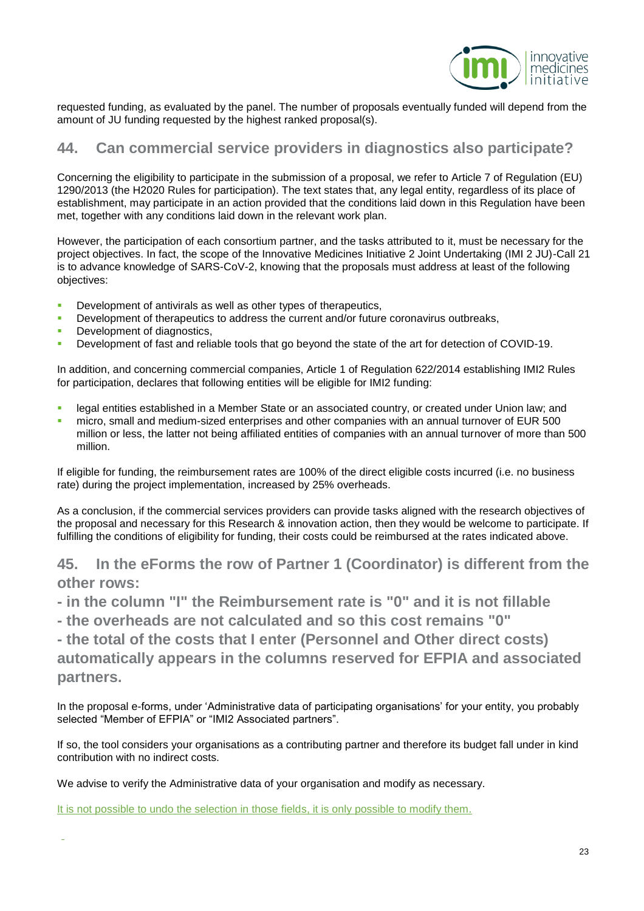requested funding, as evaluated by the panel. The number of proposals eventually funded will depend from the amount of JU funding requested by the highest ranked proposal(s).

## 44. Can commercial service providers in diagnostics also participate?

Concerning the eligibility to participate in the submission of a proposal, we refer to Article 7 of Regulation (EU) 1290/2013 (the H2020 Rules for participation). The text states that, any legal entity, regardless of its place of establishment, may participate in an action provided that the conditions laid down in this Regulation have been met, together with any conditions laid down in the relevant work plan.

However, the participation of each consortium partner, and the tasks attributed to it, must be necessary for the project objectives. In fact, the scope of the Innovative Medicines Initiative 2 Joint Undertaking (IMI 2 JU)-Call 21 is to advance knowledge of SARS-CoV-2, knowing that the proposals must address at least of the following objectives:

- Development of antivirals as well as other types of therapeutics,
- Development of therapeutics to address the current and/or future coronavirus outbreaks,
- Development of diagnostics,
- Development of fast and reliable tools that go beyond the state of the art for detection of COVID-19.

In addition, and concerning commercial companies, Article 1 of Regulation 622/2014 establishing IMI2 Rules for participation, declares that following entities will be eligible for IMI2 funding:

- legal entities established in a Member State or an associated country, or created under Union law; and
- micro, small and medium-sized enterprises and other companies with an annual turnover of EUR 500 million or less, the latter not being affiliated entities of companies with an annual turnover of more than 500 million.

If eligible for funding, the reimbursement rates are 100% of the direct eligible costs incurred (i.e. no business rate) during the project implementation, increased by 25% overheads.

As a conclusion, if the commercial services providers can provide tasks aligned with the research objectives of the proposal and necessary for this Research & innovation action, then they would be welcome to participate. If fulfilling the conditions of eligibility for funding, their costs could be reimbursed at the rates indicated above.

## 45. In the eForms the row of Partner 1 (Coordinator) is different from the other rows:
## - in the column "I" the Reimbursement rate is "0" and it is not fillable
## - the overheads are not calculated and so this cost remains "0"
## - the total of the costs that I enter (Personnel and Other direct costs) automatically appears in the columns reserved for EFPIA and associated partners.

In the proposal e-forms, under 'Administrative data of participating organisations' for your entity, you probably selected "Member of EFPIA" or "IMI2 Associated partners".

If so, the tool considers your organisations as a contributing partner and therefore its budget fall under in kind contribution with no indirect costs.

We advise to verify the Administrative data of your organisation and modify as necessary.

It is not possible to undo the selection in those fields, it is only possible to modify them.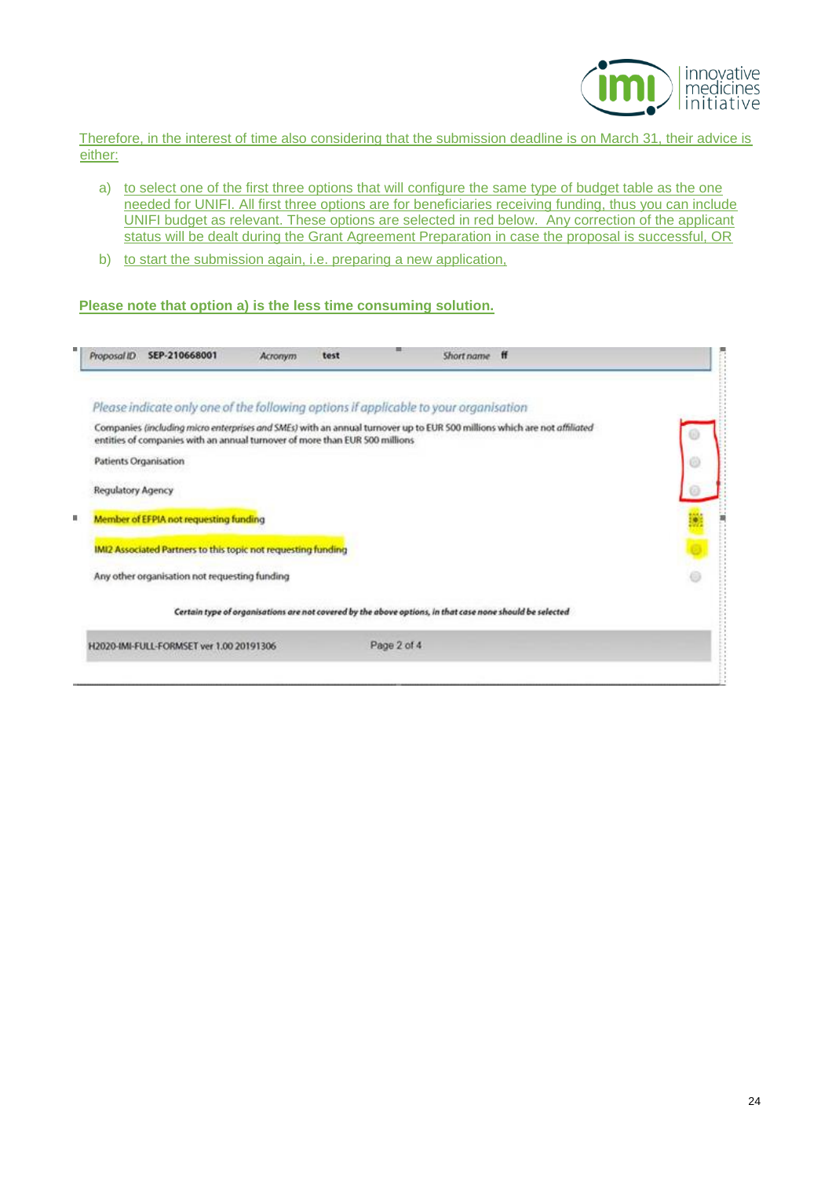Therefore, in the interest of time also considering that the submission deadline is on March 31, their advice is either:

a) to select one of the first three options that will configure the same type of budget table as the one needed for UNIFI. All first three options are for beneficiaries receiving funding, thus you can include UNIFI budget as relevant. These options are selected in red below. Any correction of the applicant status will be dealt during the Grant Agreement Preparation in case the proposal is successful, OR

b) to start the submission again, i.e. preparing a new application,

**Please note that option a) is the less time consuming solution.**

| Proposal ID | SEP-210668001 | Acronym | test | Short name | ff |
|---|---|---|---|---|---|

*Please indicate only one of the following options if applicable to your organisation*

Companies (*including micro enterprises and SMEs*) with an annual turnover up to EUR 500 millions which are not *affiliated* entities of companies with an annual turnover of more than EUR 500 millions

Patients Organisation

Regulatory Agency

Member of EFPIA not requesting funding

IMI2 Associated Partners to this topic not requesting funding

Any other organisation not requesting funding

***Certain type of organisations are not covered by the above options, in that case none should be selected***

H2020-IMI-FULL-FORMSET ver 1.00 20191306 Page 2 of 4